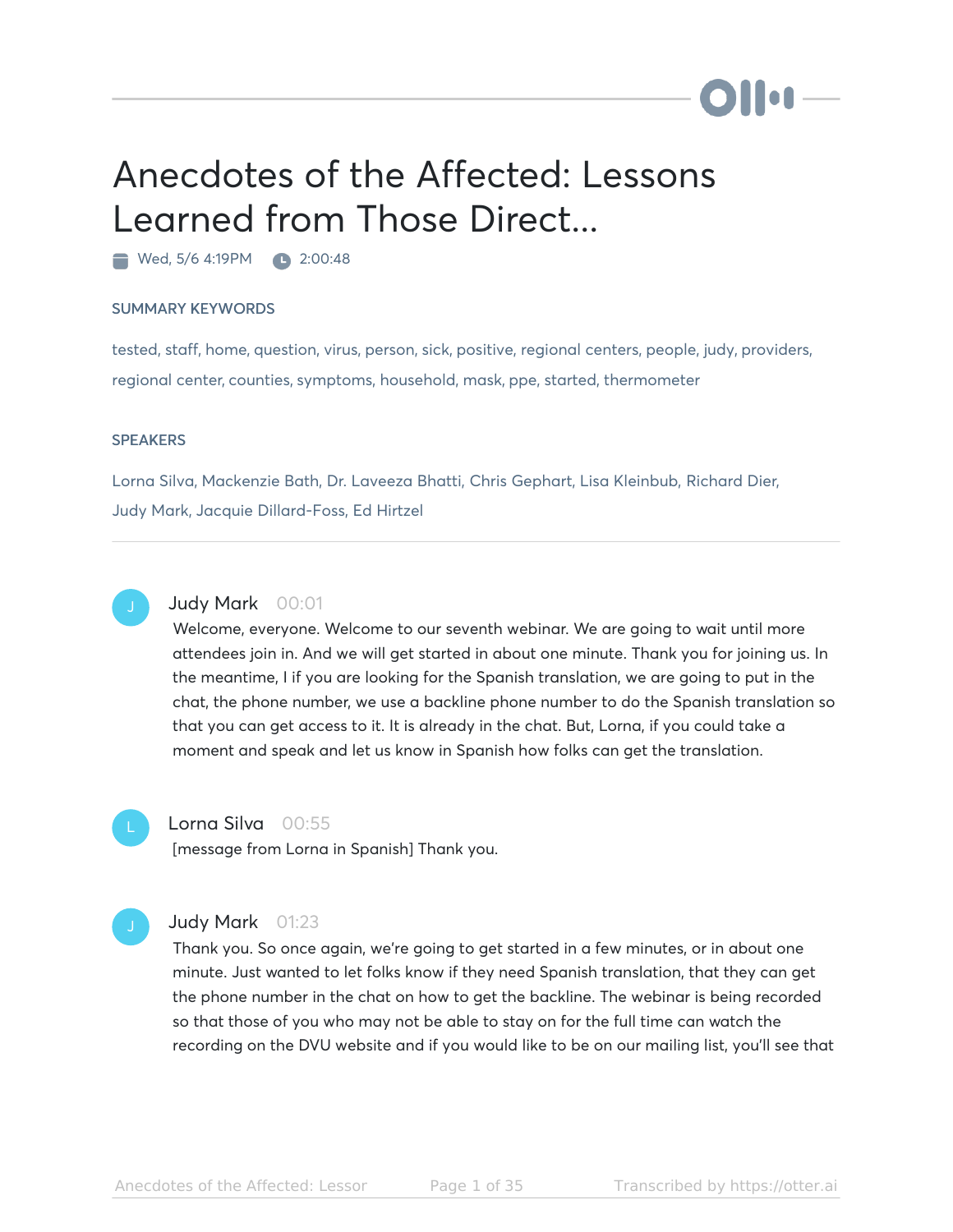# Anecdotes of the Affected: Lessons Learned from Those Direct...

Wed, 5/6 4:19PM · 2:00:48

## SUMMARY KEYWORDS

tested, staff, home, question, virus, person, sick, positive, regional centers, people, judy, providers, regional center, counties, symptoms, household, mask, ppe, started, thermometer

## SPEAKERS

Lorna Silva, Mackenzie Bath, Dr. Laveeza Bhatti, Chris Gephart, Lisa Kleinbub, Richard Dier, Judy Mark, Jacquie Dillard-Foss, Ed Hirtzel

---

**Judy Mark** 00:01

Welcome, everyone. Welcome to our seventh webinar. We are going to wait until more attendees join in. And we will get started in about one minute. Thank you for joining us. In the meantime, I if you are looking for the Spanish translation, we are going to put in the chat, the phone number, we use a backline phone number to do the Spanish translation so that you can get access to it. It is already in the chat. But, Lorna, if you could take a moment and speak and let us know in Spanish how folks can get the translation.

**Lorna Silva** 00:55

[message from Lorna in Spanish] Thank you.

**Judy Mark** 01:23

Thank you. So once again, we're going to get started in a few minutes, or in about one minute. Just wanted to let folks know if they need Spanish translation, that they can get the phone number in the chat on how to get the backline. The webinar is being recorded so that those of you who may not be able to stay on for the full time can watch the recording on the DVU website and if you would like to be on our mailing list, you'll see that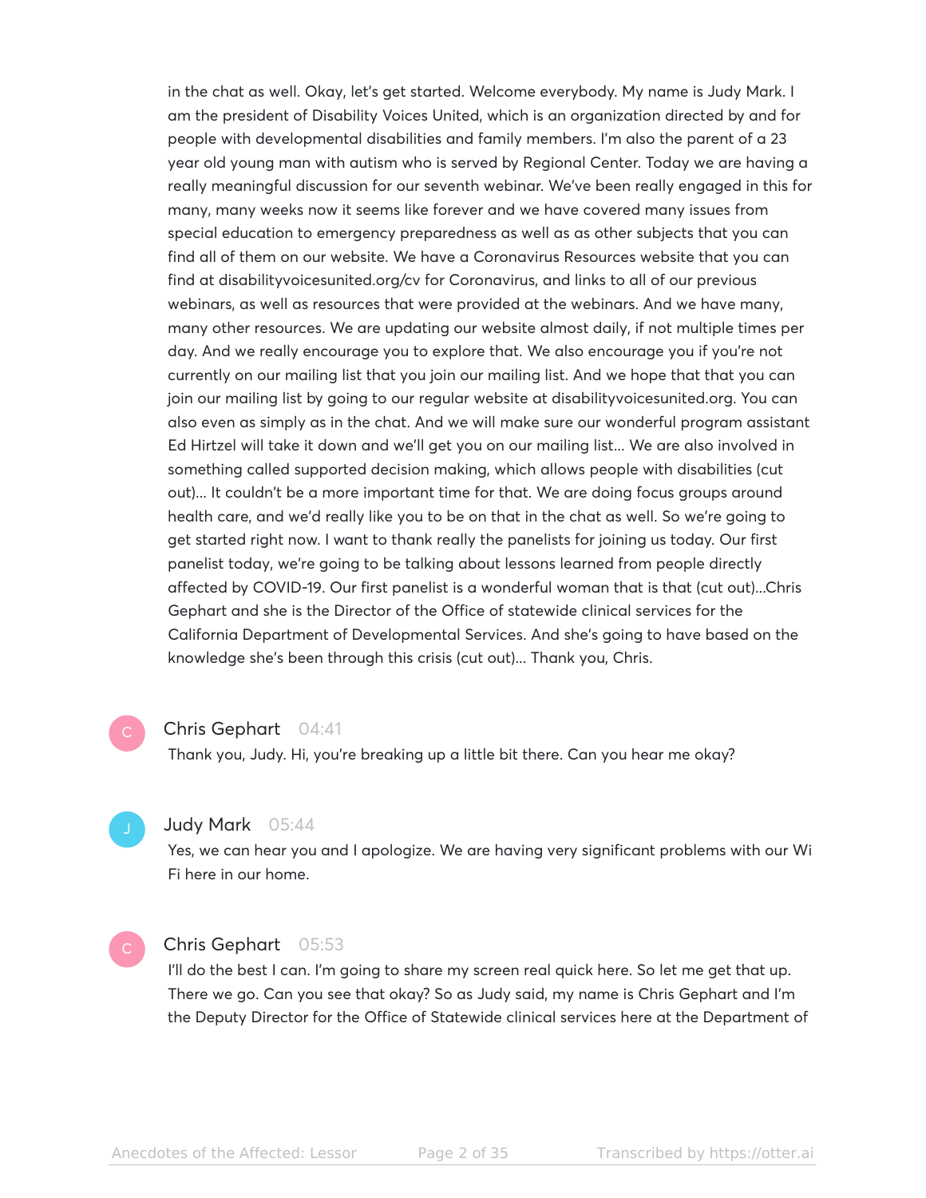in the chat as well. Okay, let's get started. Welcome everybody. My name is Judy Mark. I am the president of Disability Voices United, which is an organization directed by and for people with developmental disabilities and family members. I'm also the parent of a 23 year old young man with autism who is served by Regional Center. Today we are having a really meaningful discussion for our seventh webinar. We've been really engaged in this for many, many weeks now it seems like forever and we have covered many issues from special education to emergency preparedness as well as as other subjects that you can find all of them on our website. We have a Coronavirus Resources website that you can find at disabilityvoicesunited.org/cv for Coronavirus, and links to all of our previous webinars, as well as resources that were provided at the webinars. And we have many, many other resources. We are updating our website almost daily, if not multiple times per day. And we really encourage you to explore that. We also encourage you if you're not currently on our mailing list that you join our mailing list. And we hope that that you can join our mailing list by going to our regular website at disabilityvoicesunited.org. You can also even as simply as in the chat. And we will make sure our wonderful program assistant Ed Hirtzel will take it down and we'll get you on our mailing list... We are also involved in something called supported decision making, which allows people with disabilities (cut out)... It couldn't be a more important time for that. We are doing focus groups around health care, and we'd really like you to be on that in the chat as well. So we're going to get started right now. I want to thank really the panelists for joining us today. Our first panelist today, we're going to be talking about lessons learned from people directly affected by COVID-19. Our first panelist is a wonderful woman that is that (cut out)...Chris Gephart and she is the Director of the Office of statewide clinical services for the California Department of Developmental Services. And she's going to have based on the knowledge she's been through this crisis (cut out)... Thank you, Chris.

**Chris Gephart** 04:41

Thank you, Judy. Hi, you're breaking up a little bit there. Can you hear me okay?

**Judy Mark** 05:44

Yes, we can hear you and I apologize. We are having very significant problems with our Wi Fi here in our home.

**Chris Gephart** 05:53

I'll do the best I can. I'm going to share my screen real quick here. So let me get that up. There we go. Can you see that okay? So as Judy said, my name is Chris Gephart and I'm the Deputy Director for the Office of Statewide clinical services here at the Department of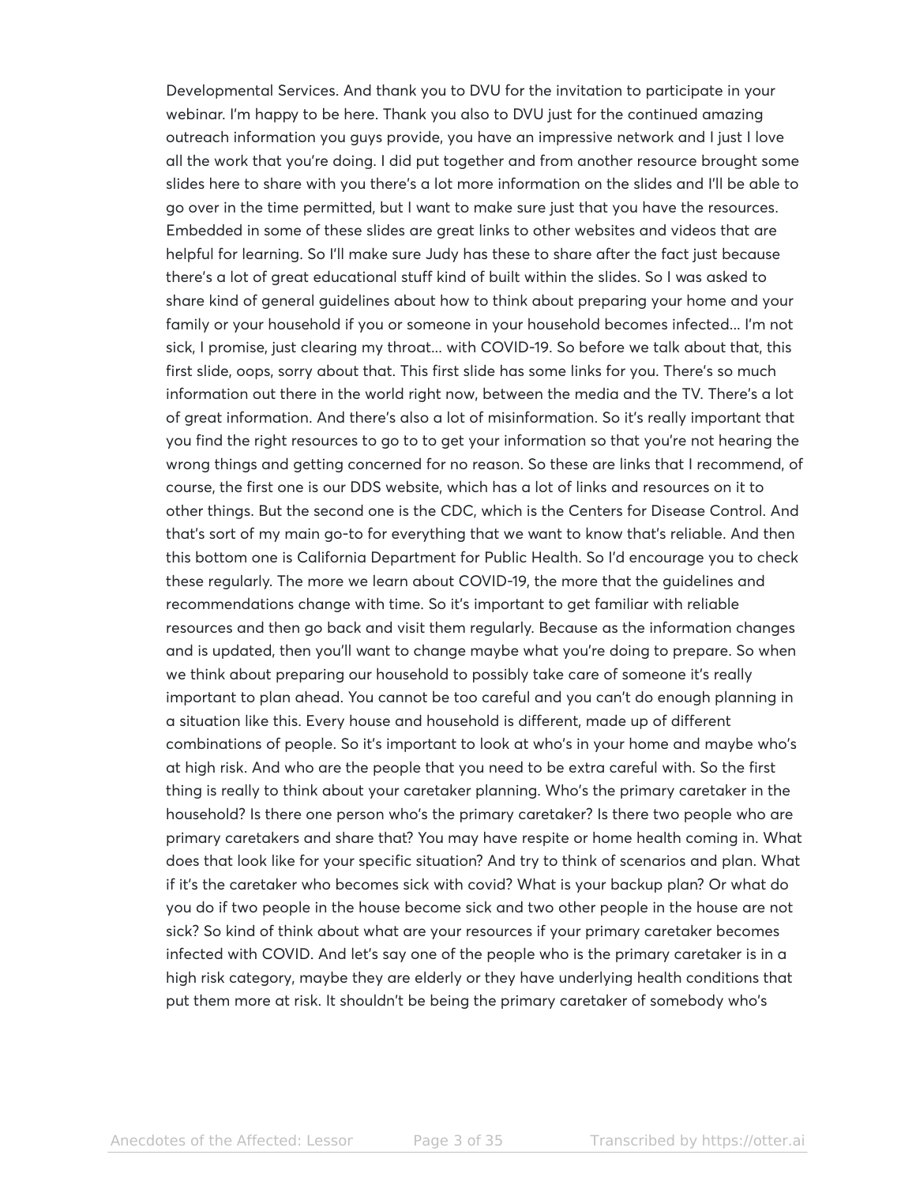Developmental Services. And thank you to DVU for the invitation to participate in your webinar. I'm happy to be here. Thank you also to DVU just for the continued amazing outreach information you guys provide, you have an impressive network and I just I love all the work that you're doing. I did put together and from another resource brought some slides here to share with you there's a lot more information on the slides and I'll be able to go over in the time permitted, but I want to make sure just that you have the resources. Embedded in some of these slides are great links to other websites and videos that are helpful for learning. So I'll make sure Judy has these to share after the fact just because there's a lot of great educational stuff kind of built within the slides. So I was asked to share kind of general guidelines about how to think about preparing your home and your family or your household if you or someone in your household becomes infected... I'm not sick, I promise, just clearing my throat... with COVID-19. So before we talk about that, this first slide, oops, sorry about that. This first slide has some links for you. There's so much information out there in the world right now, between the media and the TV. There's a lot of great information. And there's also a lot of misinformation. So it's really important that you find the right resources to go to to get your information so that you're not hearing the wrong things and getting concerned for no reason. So these are links that I recommend, of course, the first one is our DDS website, which has a lot of links and resources on it to other things. But the second one is the CDC, which is the Centers for Disease Control. And that's sort of my main go-to for everything that we want to know that's reliable. And then this bottom one is California Department for Public Health. So I'd encourage you to check these regularly. The more we learn about COVID-19, the more that the guidelines and recommendations change with time. So it's important to get familiar with reliable resources and then go back and visit them regularly. Because as the information changes and is updated, then you'll want to change maybe what you're doing to prepare. So when we think about preparing our household to possibly take care of someone it's really important to plan ahead. You cannot be too careful and you can't do enough planning in a situation like this. Every house and household is different, made up of different combinations of people. So it's important to look at who's in your home and maybe who's at high risk. And who are the people that you need to be extra careful with. So the first thing is really to think about your caretaker planning. Who's the primary caretaker in the household? Is there one person who's the primary caretaker? Is there two people who are primary caretakers and share that? You may have respite or home health coming in. What does that look like for your specific situation? And try to think of scenarios and plan. What if it's the caretaker who becomes sick with covid? What is your backup plan? Or what do you do if two people in the house become sick and two other people in the house are not sick? So kind of think about what are your resources if your primary caretaker becomes infected with COVID. And let's say one of the people who is the primary caretaker is in a high risk category, maybe they are elderly or they have underlying health conditions that put them more at risk. It shouldn't be being the primary caretaker of somebody who's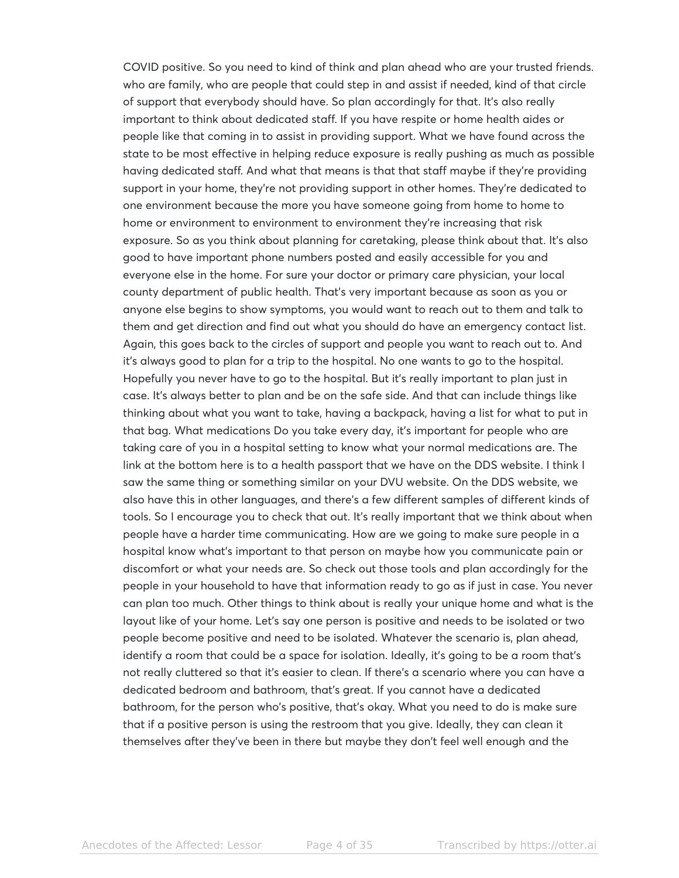COVID positive. So you need to kind of think and plan ahead who are your trusted friends. who are family, who are people that could step in and assist if needed, kind of that circle of support that everybody should have. So plan accordingly for that. It's also really important to think about dedicated staff. If you have respite or home health aides or people like that coming in to assist in providing support. What we have found across the state to be most effective in helping reduce exposure is really pushing as much as possible having dedicated staff. And what that means is that that staff maybe if they're providing support in your home, they're not providing support in other homes. They're dedicated to one environment because the more you have someone going from home to home to home or environment to environment to environment they're increasing that risk exposure. So as you think about planning for caretaking, please think about that. It's also good to have important phone numbers posted and easily accessible for you and everyone else in the home. For sure your doctor or primary care physician, your local county department of public health. That's very important because as soon as you or anyone else begins to show symptoms, you would want to reach out to them and talk to them and get direction and find out what you should do have an emergency contact list. Again, this goes back to the circles of support and people you want to reach out to. And it's always good to plan for a trip to the hospital. No one wants to go to the hospital. Hopefully you never have to go to the hospital. But it's really important to plan just in case. It's always better to plan and be on the safe side. And that can include things like thinking about what you want to take, having a backpack, having a list for what to put in that bag. What medications Do you take every day, it's important for people who are taking care of you in a hospital setting to know what your normal medications are. The link at the bottom here is to a health passport that we have on the DDS website. I think I saw the same thing or something similar on your DVU website. On the DDS website, we also have this in other languages, and there's a few different samples of different kinds of tools. So I encourage you to check that out. It's really important that we think about when people have a harder time communicating. How are we going to make sure people in a hospital know what's important to that person on maybe how you communicate pain or discomfort or what your needs are. So check out those tools and plan accordingly for the people in your household to have that information ready to go as if just in case. You never can plan too much. Other things to think about is really your unique home and what is the layout like of your home. Let's say one person is positive and needs to be isolated or two people become positive and need to be isolated. Whatever the scenario is, plan ahead, identify a room that could be a space for isolation. Ideally, it's going to be a room that's not really cluttered so that it's easier to clean. If there's a scenario where you can have a dedicated bedroom and bathroom, that's great. If you cannot have a dedicated bathroom, for the person who's positive, that's okay. What you need to do is make sure that if a positive person is using the restroom that you give. Ideally, they can clean it themselves after they've been in there but maybe they don't feel well enough and the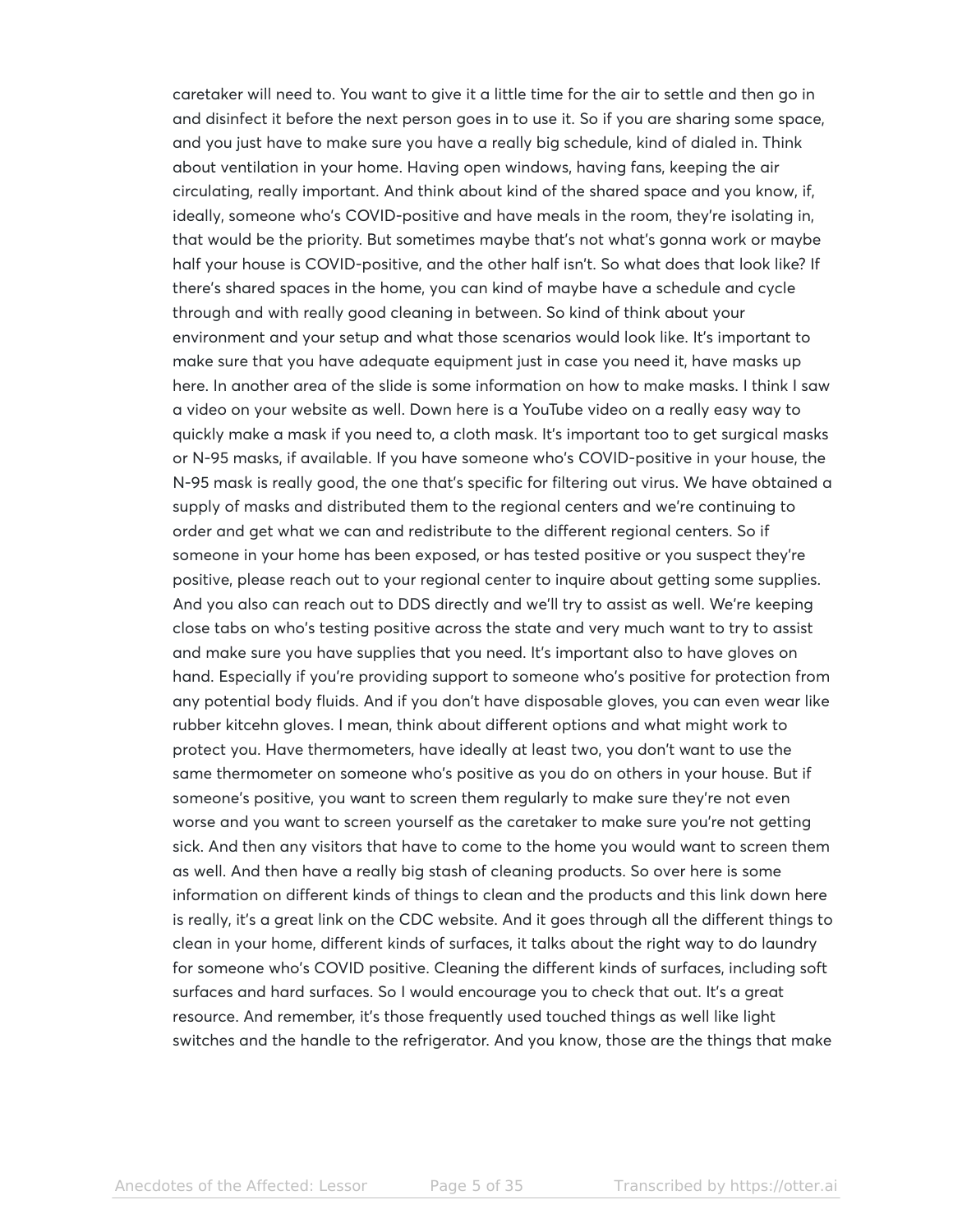caretaker will need to. You want to give it a little time for the air to settle and then go in and disinfect it before the next person goes in to use it. So if you are sharing some space, and you just have to make sure you have a really big schedule, kind of dialed in. Think about ventilation in your home. Having open windows, having fans, keeping the air circulating, really important. And think about kind of the shared space and you know, if, ideally, someone who's COVID-positive and have meals in the room, they're isolating in, that would be the priority. But sometimes maybe that's not what's gonna work or maybe half your house is COVID-positive, and the other half isn't. So what does that look like? If there's shared spaces in the home, you can kind of maybe have a schedule and cycle through and with really good cleaning in between. So kind of think about your environment and your setup and what those scenarios would look like. It's important to make sure that you have adequate equipment just in case you need it, have masks up here. In another area of the slide is some information on how to make masks. I think I saw a video on your website as well. Down here is a YouTube video on a really easy way to quickly make a mask if you need to, a cloth mask. It's important too to get surgical masks or N-95 masks, if available. If you have someone who's COVID-positive in your house, the N-95 mask is really good, the one that's specific for filtering out virus. We have obtained a supply of masks and distributed them to the regional centers and we're continuing to order and get what we can and redistribute to the different regional centers. So if someone in your home has been exposed, or has tested positive or you suspect they're positive, please reach out to your regional center to inquire about getting some supplies. And you also can reach out to DDS directly and we'll try to assist as well. We're keeping close tabs on who's testing positive across the state and very much want to try to assist and make sure you have supplies that you need. It's important also to have gloves on hand. Especially if you're providing support to someone who's positive for protection from any potential body fluids. And if you don't have disposable gloves, you can even wear like rubber kitcehn gloves. I mean, think about different options and what might work to protect you. Have thermometers, have ideally at least two, you don't want to use the same thermometer on someone who's positive as you do on others in your house. But if someone's positive, you want to screen them regularly to make sure they're not even worse and you want to screen yourself as the caretaker to make sure you're not getting sick. And then any visitors that have to come to the home you would want to screen them as well. And then have a really big stash of cleaning products. So over here is some information on different kinds of things to clean and the products and this link down here is really, it's a great link on the CDC website. And it goes through all the different things to clean in your home, different kinds of surfaces, it talks about the right way to do laundry for someone who's COVID positive. Cleaning the different kinds of surfaces, including soft surfaces and hard surfaces. So I would encourage you to check that out. It's a great resource. And remember, it's those frequently used touched things as well like light switches and the handle to the refrigerator. And you know, those are the things that make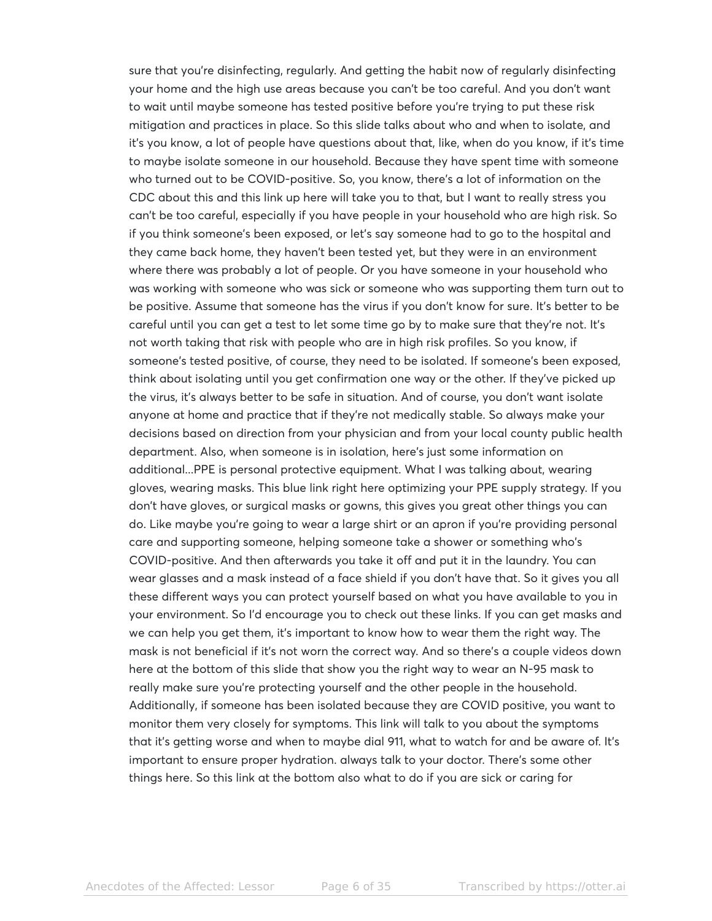sure that you're disinfecting, regularly. And getting the habit now of regularly disinfecting your home and the high use areas because you can't be too careful. And you don't want to wait until maybe someone has tested positive before you're trying to put these risk mitigation and practices in place. So this slide talks about who and when to isolate, and it's you know, a lot of people have questions about that, like, when do you know, if it's time to maybe isolate someone in our household. Because they have spent time with someone who turned out to be COVID-positive. So, you know, there's a lot of information on the CDC about this and this link up here will take you to that, but I want to really stress you can't be too careful, especially if you have people in your household who are high risk. So if you think someone's been exposed, or let's say someone had to go to the hospital and they came back home, they haven't been tested yet, but they were in an environment where there was probably a lot of people. Or you have someone in your household who was working with someone who was sick or someone who was supporting them turn out to be positive. Assume that someone has the virus if you don't know for sure. It's better to be careful until you can get a test to let some time go by to make sure that they're not. It's not worth taking that risk with people who are in high risk profiles. So you know, if someone's tested positive, of course, they need to be isolated. If someone's been exposed, think about isolating until you get confirmation one way or the other. If they've picked up the virus, it's always better to be safe in situation. And of course, you don't want isolate anyone at home and practice that if they're not medically stable. So always make your decisions based on direction from your physician and from your local county public health department. Also, when someone is in isolation, here's just some information on additional...PPE is personal protective equipment. What I was talking about, wearing gloves, wearing masks. This blue link right here optimizing your PPE supply strategy. If you don't have gloves, or surgical masks or gowns, this gives you great other things you can do. Like maybe you're going to wear a large shirt or an apron if you're providing personal care and supporting someone, helping someone take a shower or something who's COVID-positive. And then afterwards you take it off and put it in the laundry. You can wear glasses and a mask instead of a face shield if you don't have that. So it gives you all these different ways you can protect yourself based on what you have available to you in your environment. So I'd encourage you to check out these links. If you can get masks and we can help you get them, it's important to know how to wear them the right way. The mask is not beneficial if it's not worn the correct way. And so there's a couple videos down here at the bottom of this slide that show you the right way to wear an N-95 mask to really make sure you're protecting yourself and the other people in the household. Additionally, if someone has been isolated because they are COVID positive, you want to monitor them very closely for symptoms. This link will talk to you about the symptoms that it's getting worse and when to maybe dial 911, what to watch for and be aware of. It's important to ensure proper hydration. always talk to your doctor. There's some other things here. So this link at the bottom also what to do if you are sick or caring for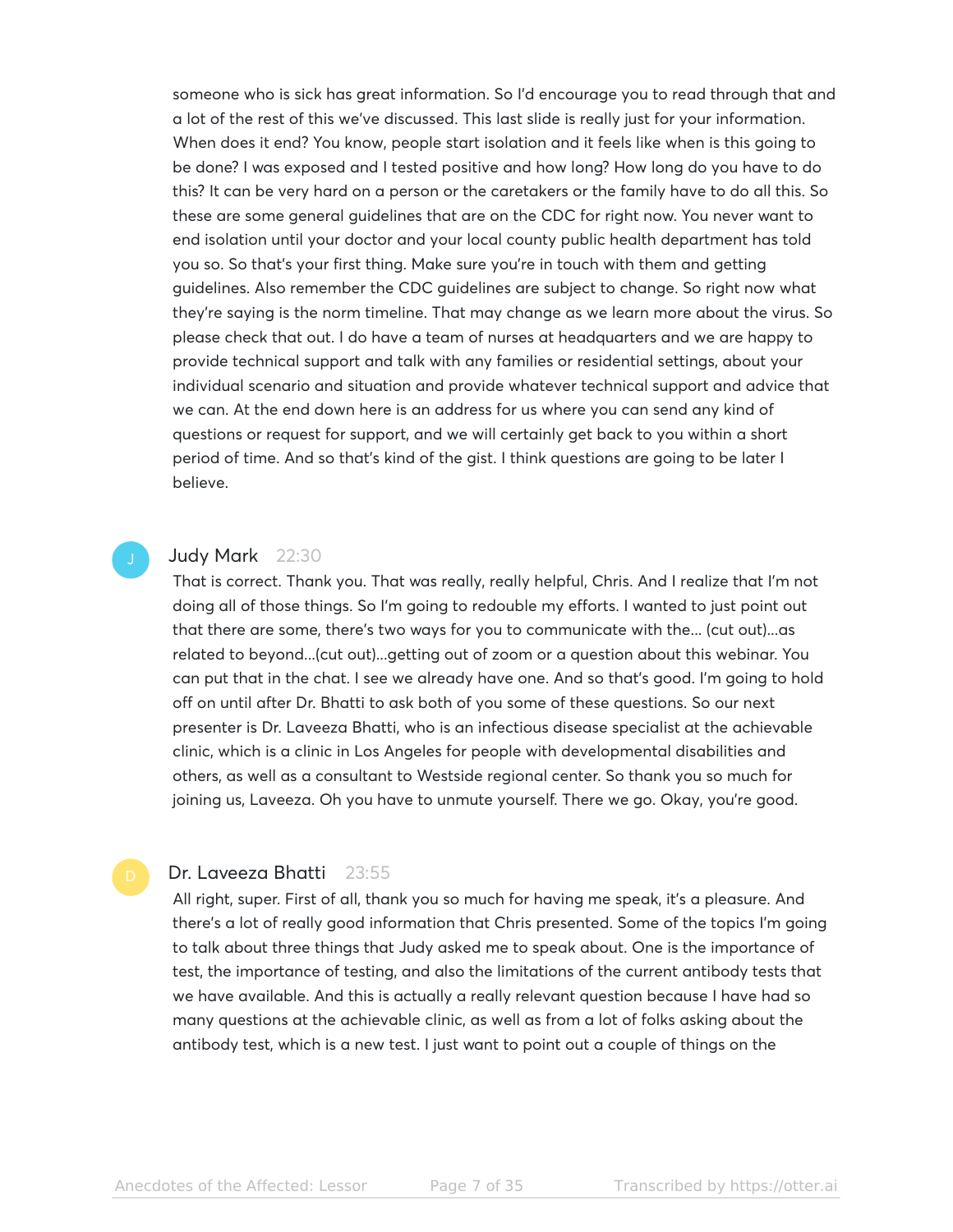someone who is sick has great information. So I'd encourage you to read through that and a lot of the rest of this we've discussed. This last slide is really just for your information. When does it end? You know, people start isolation and it feels like when is this going to be done? I was exposed and I tested positive and how long? How long do you have to do this? It can be very hard on a person or the caretakers or the family have to do all this. So these are some general guidelines that are on the CDC for right now. You never want to end isolation until your doctor and your local county public health department has told you so. So that's your first thing. Make sure you're in touch with them and getting guidelines. Also remember the CDC guidelines are subject to change. So right now what they're saying is the norm timeline. That may change as we learn more about the virus. So please check that out. I do have a team of nurses at headquarters and we are happy to provide technical support and talk with any families or residential settings, about your individual scenario and situation and provide whatever technical support and advice that we can. At the end down here is an address for us where you can send any kind of questions or request for support, and we will certainly get back to you within a short period of time. And so that's kind of the gist. I think questions are going to be later I believe.

**Judy Mark** 22:30

That is correct. Thank you. That was really, really helpful, Chris. And I realize that I'm not doing all of those things. So I'm going to redouble my efforts. I wanted to just point out that there are some, there's two ways for you to communicate with the... (cut out)...as related to beyond...(cut out)...getting out of zoom or a question about this webinar. You can put that in the chat. I see we already have one. And so that's good. I'm going to hold off on until after Dr. Bhatti to ask both of you some of these questions. So our next presenter is Dr. Laveeza Bhatti, who is an infectious disease specialist at the achievable clinic, which is a clinic in Los Angeles for people with developmental disabilities and others, as well as a consultant to Westside regional center. So thank you so much for joining us, Laveeza. Oh you have to unmute yourself. There we go. Okay, you're good.

**Dr. Laveeza Bhatti** 23:55

All right, super. First of all, thank you so much for having me speak, it's a pleasure. And there's a lot of really good information that Chris presented. Some of the topics I'm going to talk about three things that Judy asked me to speak about. One is the importance of test, the importance of testing, and also the limitations of the current antibody tests that we have available. And this is actually a really relevant question because I have had so many questions at the achievable clinic, as well as from a lot of folks asking about the antibody test, which is a new test. I just want to point out a couple of things on the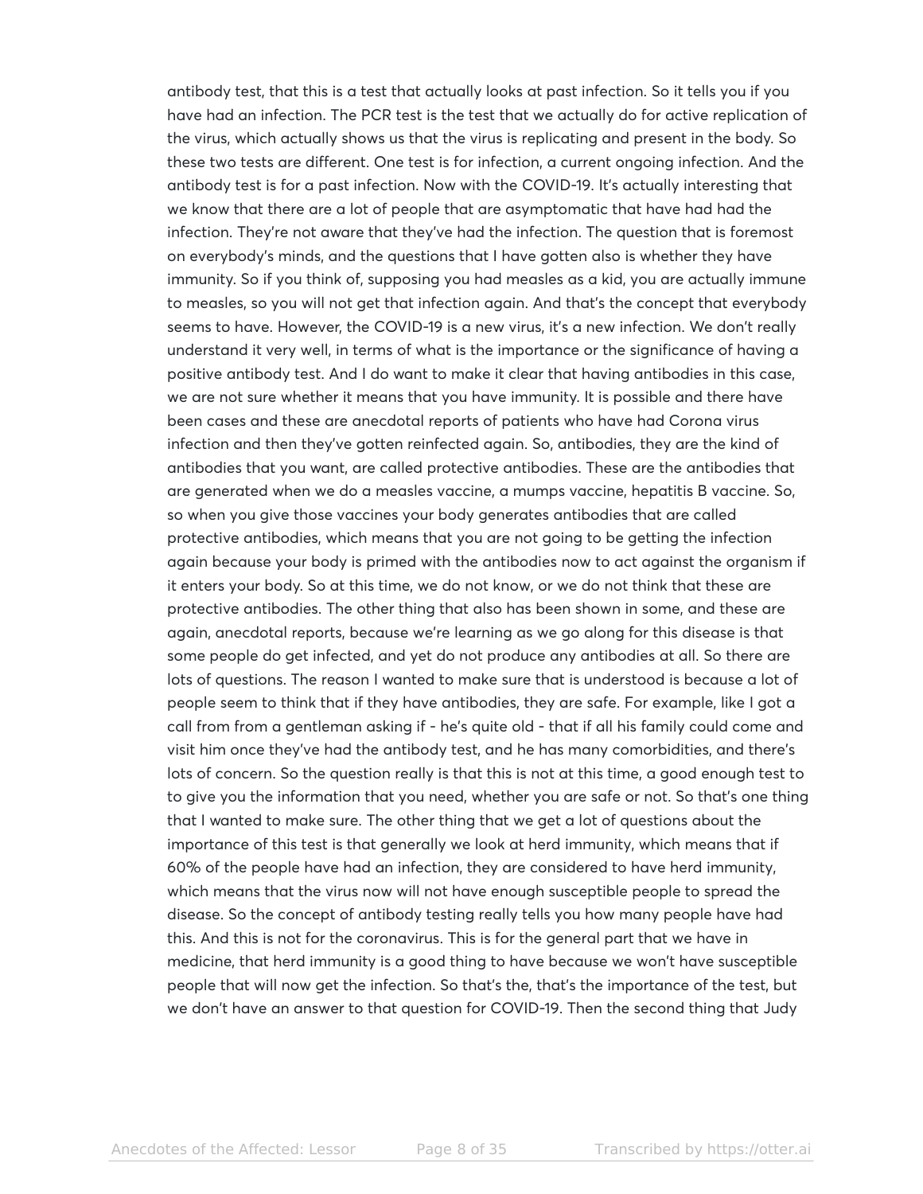antibody test, that this is a test that actually looks at past infection. So it tells you if you have had an infection. The PCR test is the test that we actually do for active replication of the virus, which actually shows us that the virus is replicating and present in the body. So these two tests are different. One test is for infection, a current ongoing infection. And the antibody test is for a past infection. Now with the COVID-19. It's actually interesting that we know that there are a lot of people that are asymptomatic that have had had the infection. They're not aware that they've had the infection. The question that is foremost on everybody's minds, and the questions that I have gotten also is whether they have immunity. So if you think of, supposing you had measles as a kid, you are actually immune to measles, so you will not get that infection again. And that's the concept that everybody seems to have. However, the COVID-19 is a new virus, it's a new infection. We don't really understand it very well, in terms of what is the importance or the significance of having a positive antibody test. And I do want to make it clear that having antibodies in this case, we are not sure whether it means that you have immunity. It is possible and there have been cases and these are anecdotal reports of patients who have had Corona virus infection and then they've gotten reinfected again. So, antibodies, they are the kind of antibodies that you want, are called protective antibodies. These are the antibodies that are generated when we do a measles vaccine, a mumps vaccine, hepatitis B vaccine. So, so when you give those vaccines your body generates antibodies that are called protective antibodies, which means that you are not going to be getting the infection again because your body is primed with the antibodies now to act against the organism if it enters your body. So at this time, we do not know, or we do not think that these are protective antibodies. The other thing that also has been shown in some, and these are again, anecdotal reports, because we're learning as we go along for this disease is that some people do get infected, and yet do not produce any antibodies at all. So there are lots of questions. The reason I wanted to make sure that is understood is because a lot of people seem to think that if they have antibodies, they are safe. For example, like I got a call from from a gentleman asking if - he's quite old - that if all his family could come and visit him once they've had the antibody test, and he has many comorbidities, and there's lots of concern. So the question really is that this is not at this time, a good enough test to to give you the information that you need, whether you are safe or not. So that's one thing that I wanted to make sure. The other thing that we get a lot of questions about the importance of this test is that generally we look at herd immunity, which means that if 60% of the people have had an infection, they are considered to have herd immunity, which means that the virus now will not have enough susceptible people to spread the disease. So the concept of antibody testing really tells you how many people have had this. And this is not for the coronavirus. This is for the general part that we have in medicine, that herd immunity is a good thing to have because we won't have susceptible people that will now get the infection. So that's the, that's the importance of the test, but we don't have an answer to that question for COVID-19. Then the second thing that Judy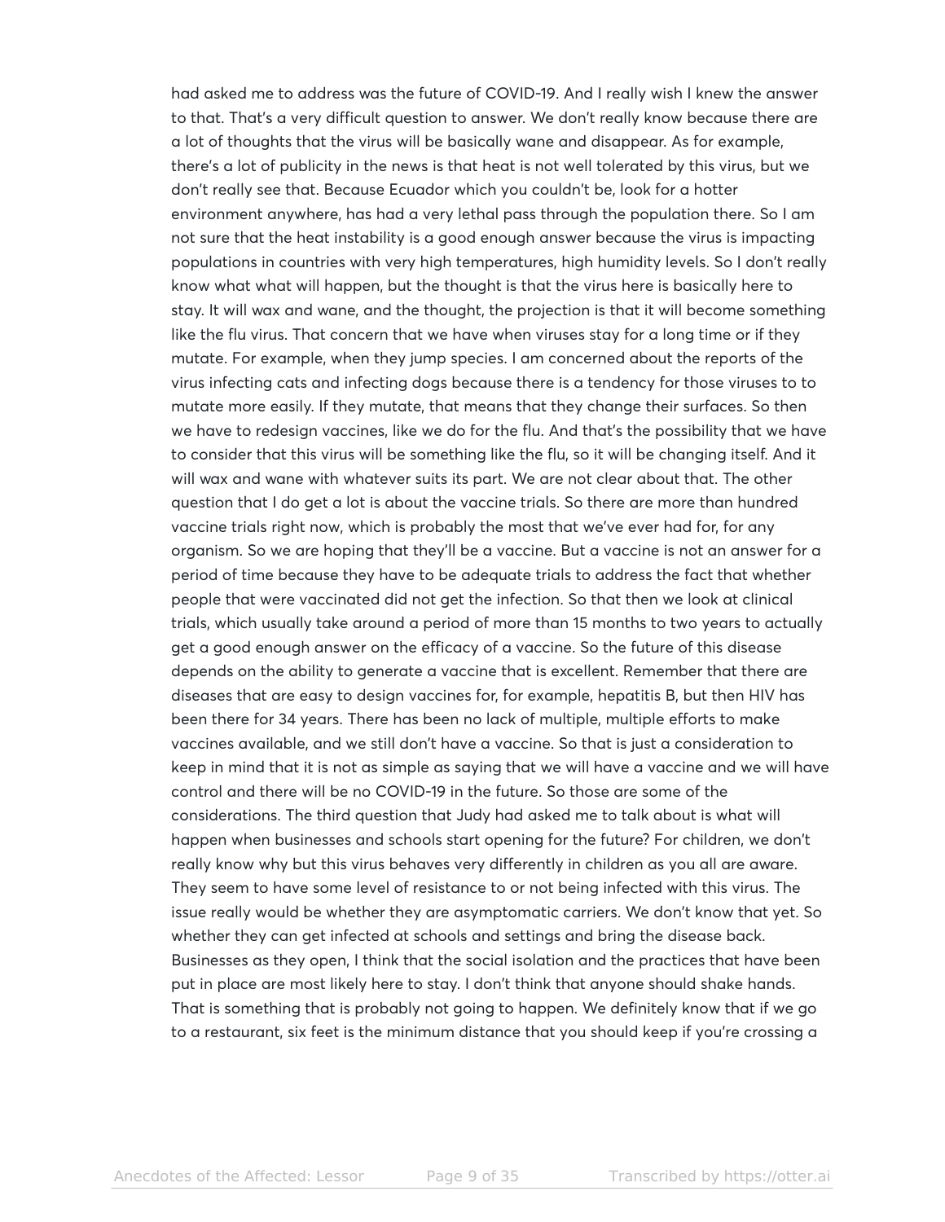had asked me to address was the future of COVID-19. And I really wish I knew the answer to that. That's a very difficult question to answer. We don't really know because there are a lot of thoughts that the virus will be basically wane and disappear. As for example, there's a lot of publicity in the news is that heat is not well tolerated by this virus, but we don't really see that. Because Ecuador which you couldn't be, look for a hotter environment anywhere, has had a very lethal pass through the population there. So I am not sure that the heat instability is a good enough answer because the virus is impacting populations in countries with very high temperatures, high humidity levels. So I don't really know what what will happen, but the thought is that the virus here is basically here to stay. It will wax and wane, and the thought, the projection is that it will become something like the flu virus. That concern that we have when viruses stay for a long time or if they mutate. For example, when they jump species. I am concerned about the reports of the virus infecting cats and infecting dogs because there is a tendency for those viruses to to mutate more easily. If they mutate, that means that they change their surfaces. So then we have to redesign vaccines, like we do for the flu. And that's the possibility that we have to consider that this virus will be something like the flu, so it will be changing itself. And it will wax and wane with whatever suits its part. We are not clear about that. The other question that I do get a lot is about the vaccine trials. So there are more than hundred vaccine trials right now, which is probably the most that we've ever had for, for any organism. So we are hoping that they'll be a vaccine. But a vaccine is not an answer for a period of time because they have to be adequate trials to address the fact that whether people that were vaccinated did not get the infection. So that then we look at clinical trials, which usually take around a period of more than 15 months to two years to actually get a good enough answer on the efficacy of a vaccine. So the future of this disease depends on the ability to generate a vaccine that is excellent. Remember that there are diseases that are easy to design vaccines for, for example, hepatitis B, but then HIV has been there for 34 years. There has been no lack of multiple, multiple efforts to make vaccines available, and we still don't have a vaccine. So that is just a consideration to keep in mind that it is not as simple as saying that we will have a vaccine and we will have control and there will be no COVID-19 in the future. So those are some of the considerations. The third question that Judy had asked me to talk about is what will happen when businesses and schools start opening for the future? For children, we don't really know why but this virus behaves very differently in children as you all are aware. They seem to have some level of resistance to or not being infected with this virus. The issue really would be whether they are asymptomatic carriers. We don't know that yet. So whether they can get infected at schools and settings and bring the disease back. Businesses as they open, I think that the social isolation and the practices that have been put in place are most likely here to stay. I don't think that anyone should shake hands. That is something that is probably not going to happen. We definitely know that if we go to a restaurant, six feet is the minimum distance that you should keep if you're crossing a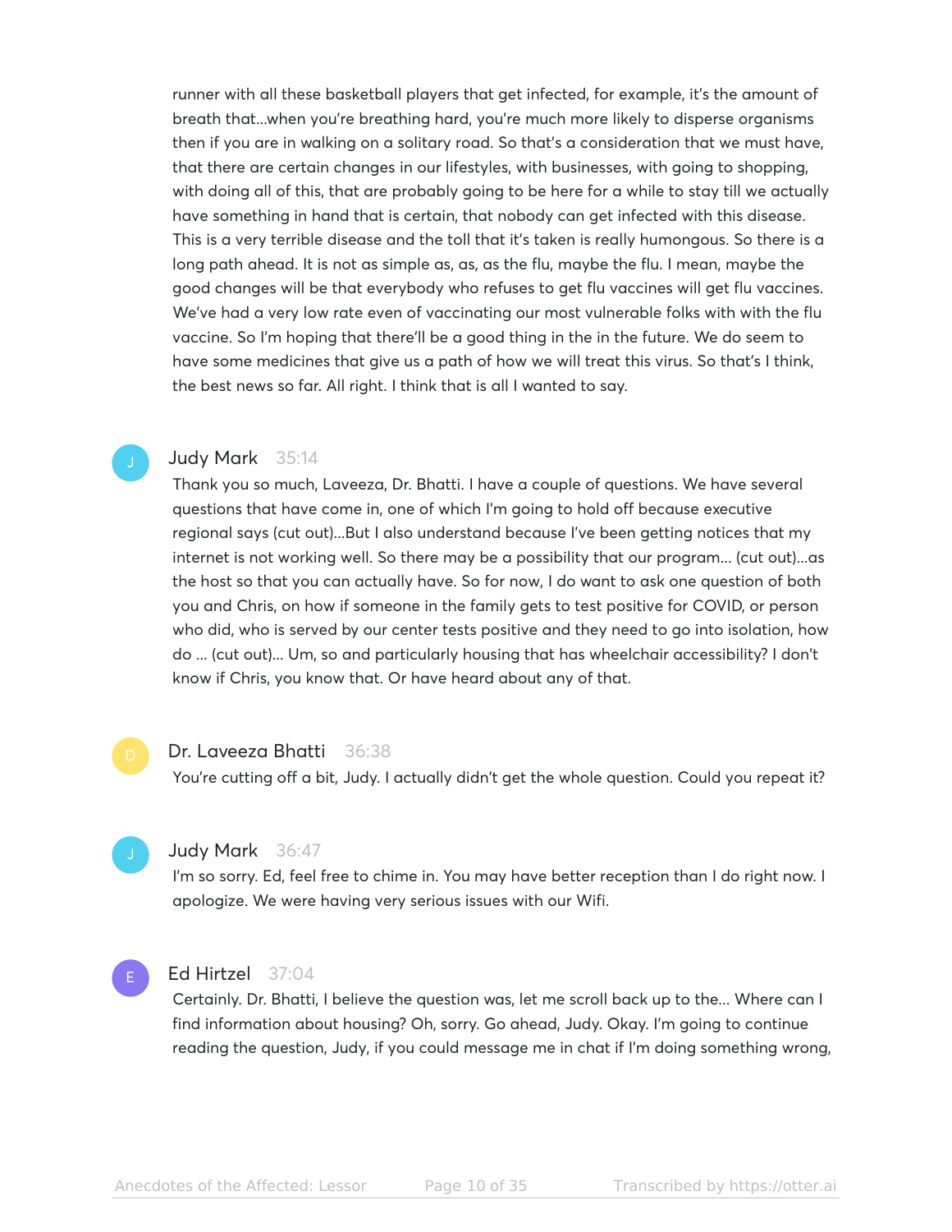runner with all these basketball players that get infected, for example, it's the amount of breath that...when you're breathing hard, you're much more likely to disperse organisms then if you are in walking on a solitary road. So that's a consideration that we must have, that there are certain changes in our lifestyles, with businesses, with going to shopping, with doing all of this, that are probably going to be here for a while to stay till we actually have something in hand that is certain, that nobody can get infected with this disease. This is a very terrible disease and the toll that it's taken is really humongous. So there is a long path ahead. It is not as simple as, as, as the flu, maybe the flu. I mean, maybe the good changes will be that everybody who refuses to get flu vaccines will get flu vaccines. We've had a very low rate even of vaccinating our most vulnerable folks with with the flu vaccine. So I'm hoping that there'll be a good thing in the in the future. We do seem to have some medicines that give us a path of how we will treat this virus. So that's I think, the best news so far. All right. I think that is all I wanted to say.

**Judy Mark** 35:14

Thank you so much, Laveeza, Dr. Bhatti. I have a couple of questions. We have several questions that have come in, one of which I'm going to hold off because executive regional says (cut out)...But I also understand because I've been getting notices that my internet is not working well. So there may be a possibility that our program... (cut out)...as the host so that you can actually have. So for now, I do want to ask one question of both you and Chris, on how if someone in the family gets to test positive for COVID, or person who did, who is served by our center tests positive and they need to go into isolation, how do ... (cut out)... Um, so and particularly housing that has wheelchair accessibility? I don't know if Chris, you know that. Or have heard about any of that.

**Dr. Laveeza Bhatti** 36:38

You're cutting off a bit, Judy. I actually didn't get the whole question. Could you repeat it?

**Judy Mark** 36:47

I'm so sorry. Ed, feel free to chime in. You may have better reception than I do right now. I apologize. We were having very serious issues with our Wifi.

**Ed Hirtzel** 37:04

Certainly. Dr. Bhatti, I believe the question was, let me scroll back up to the... Where can I find information about housing? Oh, sorry. Go ahead, Judy. Okay. I'm going to continue reading the question, Judy, if you could message me in chat if I'm doing something wrong,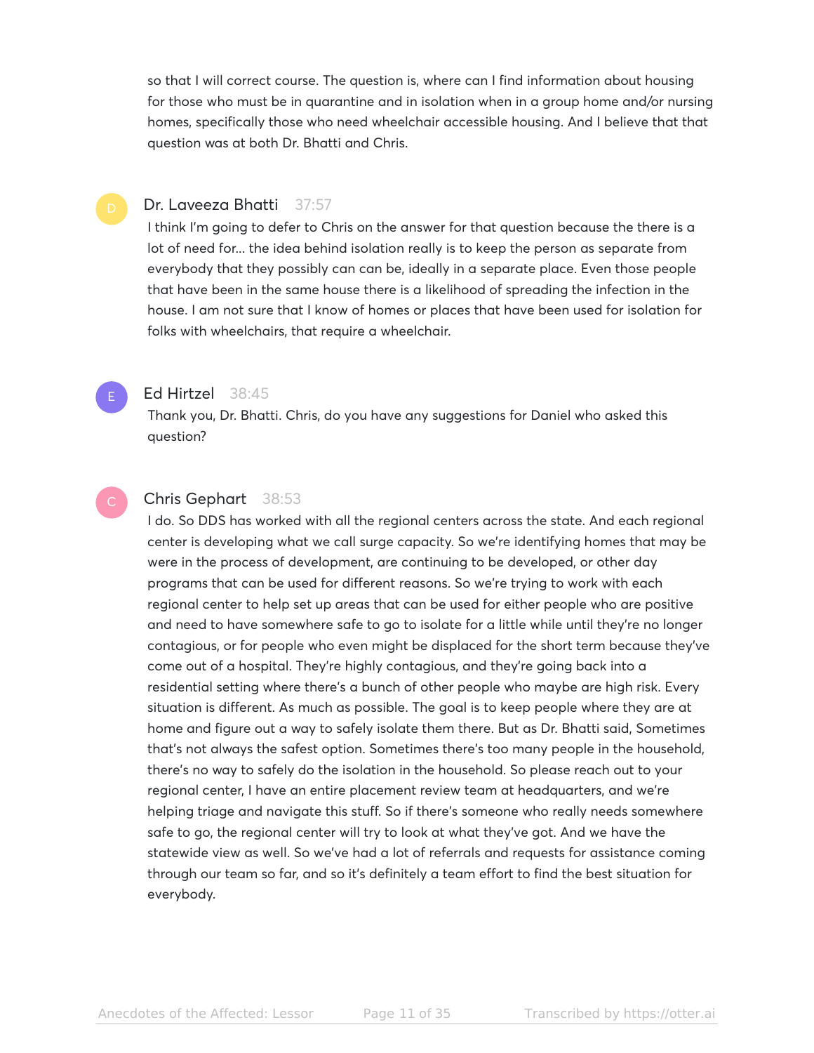so that I will correct course. The question is, where can I find information about housing for those who must be in quarantine and in isolation when in a group home and/or nursing homes, specifically those who need wheelchair accessible housing. And I believe that that question was at both Dr. Bhatti and Chris.

**Dr. Laveeza Bhatti** 37:57

I think I'm going to defer to Chris on the answer for that question because the there is a lot of need for... the idea behind isolation really is to keep the person as separate from everybody that they possibly can can be, ideally in a separate place. Even those people that have been in the same house there is a likelihood of spreading the infection in the house. I am not sure that I know of homes or places that have been used for isolation for folks with wheelchairs, that require a wheelchair.

**Ed Hirtzel** 38:45

Thank you, Dr. Bhatti. Chris, do you have any suggestions for Daniel who asked this question?

**Chris Gephart** 38:53

I do. So DDS has worked with all the regional centers across the state. And each regional center is developing what we call surge capacity. So we're identifying homes that may be were in the process of development, are continuing to be developed, or other day programs that can be used for different reasons. So we're trying to work with each regional center to help set up areas that can be used for either people who are positive and need to have somewhere safe to go to isolate for a little while until they're no longer contagious, or for people who even might be displaced for the short term because they've come out of a hospital. They're highly contagious, and they're going back into a residential setting where there's a bunch of other people who maybe are high risk. Every situation is different. As much as possible. The goal is to keep people where they are at home and figure out a way to safely isolate them there. But as Dr. Bhatti said, Sometimes that's not always the safest option. Sometimes there's too many people in the household, there's no way to safely do the isolation in the household. So please reach out to your regional center, I have an entire placement review team at headquarters, and we're helping triage and navigate this stuff. So if there's someone who really needs somewhere safe to go, the regional center will try to look at what they've got. And we have the statewide view as well. So we've had a lot of referrals and requests for assistance coming through our team so far, and so it's definitely a team effort to find the best situation for everybody.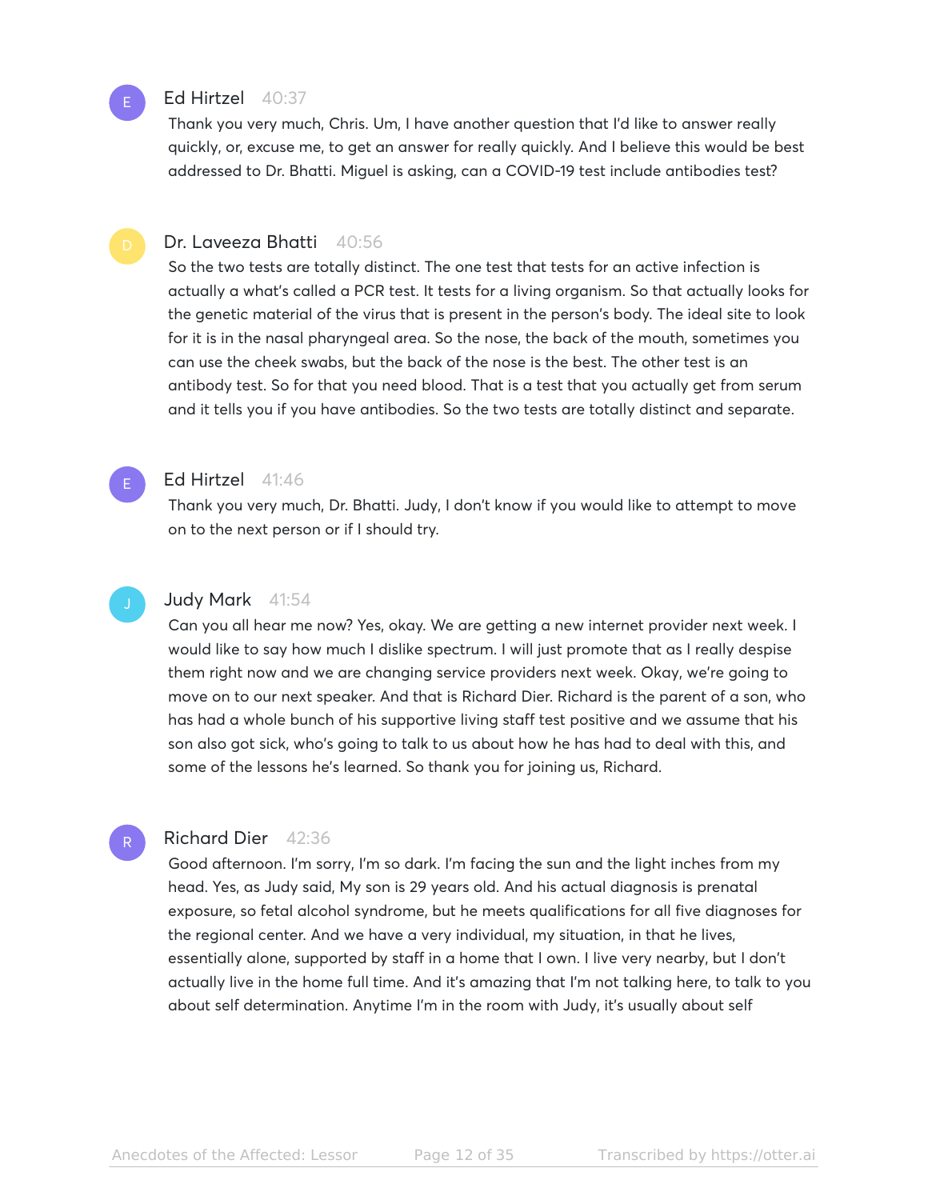**Ed Hirtzel** 40:37

Thank you very much, Chris. Um, I have another question that I'd like to answer really quickly, or, excuse me, to get an answer for really quickly. And I believe this would be best addressed to Dr. Bhatti. Miguel is asking, can a COVID-19 test include antibodies test?

**Dr. Laveeza Bhatti** 40:56

So the two tests are totally distinct. The one test that tests for an active infection is actually a what's called a PCR test. It tests for a living organism. So that actually looks for the genetic material of the virus that is present in the person's body. The ideal site to look for it is in the nasal pharyngeal area. So the nose, the back of the mouth, sometimes you can use the cheek swabs, but the back of the nose is the best. The other test is an antibody test. So for that you need blood. That is a test that you actually get from serum and it tells you if you have antibodies. So the two tests are totally distinct and separate.

**Ed Hirtzel** 41:46

Thank you very much, Dr. Bhatti. Judy, I don't know if you would like to attempt to move on to the next person or if I should try.

**Judy Mark** 41:54

Can you all hear me now? Yes, okay. We are getting a new internet provider next week. I would like to say how much I dislike spectrum. I will just promote that as I really despise them right now and we are changing service providers next week. Okay, we're going to move on to our next speaker. And that is Richard Dier. Richard is the parent of a son, who has had a whole bunch of his supportive living staff test positive and we assume that his son also got sick, who's going to talk to us about how he has had to deal with this, and some of the lessons he's learned. So thank you for joining us, Richard.

**Richard Dier** 42:36

Good afternoon. I'm sorry, I'm so dark. I'm facing the sun and the light inches from my head. Yes, as Judy said, My son is 29 years old. And his actual diagnosis is prenatal exposure, so fetal alcohol syndrome, but he meets qualifications for all five diagnoses for the regional center. And we have a very individual, my situation, in that he lives, essentially alone, supported by staff in a home that I own. I live very nearby, but I don't actually live in the home full time. And it's amazing that I'm not talking here, to talk to you about self determination. Anytime I'm in the room with Judy, it's usually about self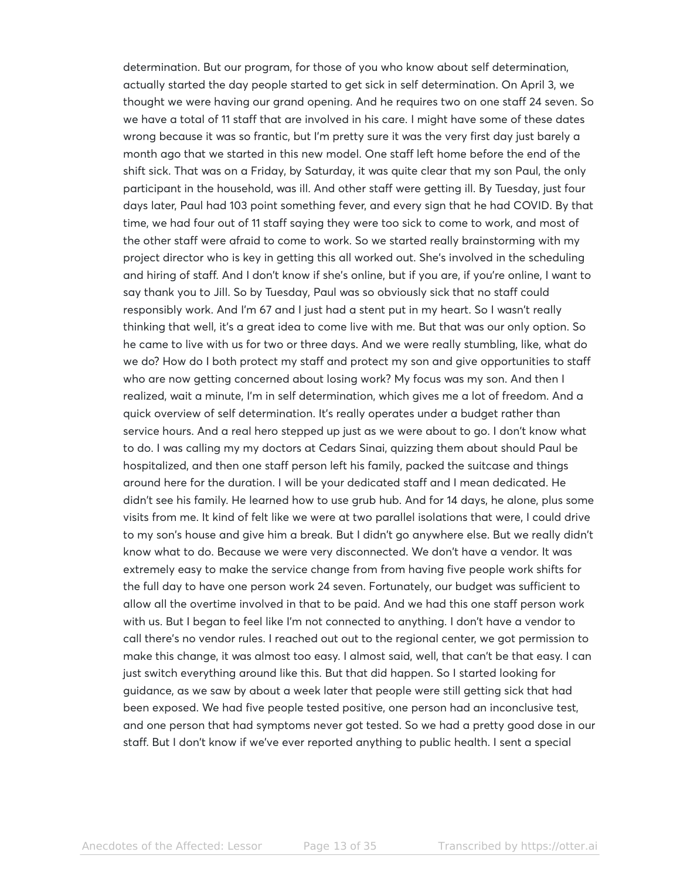determination. But our program, for those of you who know about self determination, actually started the day people started to get sick in self determination. On April 3, we thought we were having our grand opening. And he requires two on one staff 24 seven. So we have a total of 11 staff that are involved in his care. I might have some of these dates wrong because it was so frantic, but I'm pretty sure it was the very first day just barely a month ago that we started in this new model. One staff left home before the end of the shift sick. That was on a Friday, by Saturday, it was quite clear that my son Paul, the only participant in the household, was ill. And other staff were getting ill. By Tuesday, just four days later, Paul had 103 point something fever, and every sign that he had COVID. By that time, we had four out of 11 staff saying they were too sick to come to work, and most of the other staff were afraid to come to work. So we started really brainstorming with my project director who is key in getting this all worked out. She's involved in the scheduling and hiring of staff. And I don't know if she's online, but if you are, if you're online, I want to say thank you to Jill. So by Tuesday, Paul was so obviously sick that no staff could responsibly work. And I'm 67 and I just had a stent put in my heart. So I wasn't really thinking that well, it's a great idea to come live with me. But that was our only option. So he came to live with us for two or three days. And we were really stumbling, like, what do we do? How do I both protect my staff and protect my son and give opportunities to staff who are now getting concerned about losing work? My focus was my son. And then I realized, wait a minute, I'm in self determination, which gives me a lot of freedom. And a quick overview of self determination. It's really operates under a budget rather than service hours. And a real hero stepped up just as we were about to go. I don't know what to do. I was calling my my doctors at Cedars Sinai, quizzing them about should Paul be hospitalized, and then one staff person left his family, packed the suitcase and things around here for the duration. I will be your dedicated staff and I mean dedicated. He didn't see his family. He learned how to use grub hub. And for 14 days, he alone, plus some visits from me. It kind of felt like we were at two parallel isolations that were, I could drive to my son's house and give him a break. But I didn't go anywhere else. But we really didn't know what to do. Because we were very disconnected. We don't have a vendor. It was extremely easy to make the service change from from having five people work shifts for the full day to have one person work 24 seven. Fortunately, our budget was sufficient to allow all the overtime involved in that to be paid. And we had this one staff person work with us. But I began to feel like I'm not connected to anything. I don't have a vendor to call there's no vendor rules. I reached out out to the regional center, we got permission to make this change, it was almost too easy. I almost said, well, that can't be that easy. I can just switch everything around like this. But that did happen. So I started looking for guidance, as we saw by about a week later that people were still getting sick that had been exposed. We had five people tested positive, one person had an inconclusive test, and one person that had symptoms never got tested. So we had a pretty good dose in our staff. But I don't know if we've ever reported anything to public health. I sent a special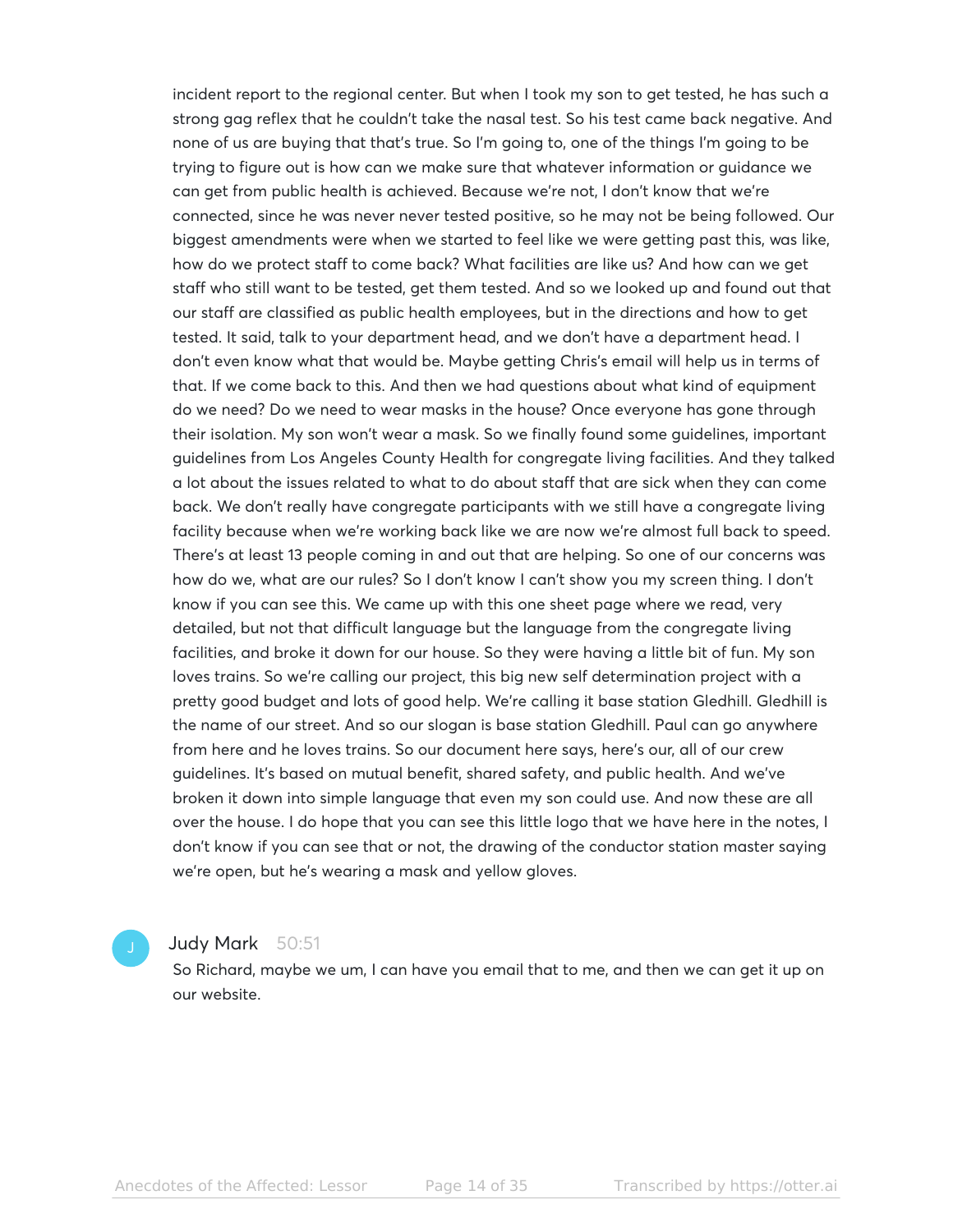incident report to the regional center. But when I took my son to get tested, he has such a strong gag reflex that he couldn't take the nasal test. So his test came back negative. And none of us are buying that that's true. So I'm going to, one of the things I'm going to be trying to figure out is how can we make sure that whatever information or guidance we can get from public health is achieved. Because we're not, I don't know that we're connected, since he was never never tested positive, so he may not be being followed. Our biggest amendments were when we started to feel like we were getting past this, was like, how do we protect staff to come back? What facilities are like us? And how can we get staff who still want to be tested, get them tested. And so we looked up and found out that our staff are classified as public health employees, but in the directions and how to get tested. It said, talk to your department head, and we don't have a department head. I don't even know what that would be. Maybe getting Chris's email will help us in terms of that. If we come back to this. And then we had questions about what kind of equipment do we need? Do we need to wear masks in the house? Once everyone has gone through their isolation. My son won't wear a mask. So we finally found some guidelines, important guidelines from Los Angeles County Health for congregate living facilities. And they talked a lot about the issues related to what to do about staff that are sick when they can come back. We don't really have congregate participants with we still have a congregate living facility because when we're working back like we are now we're almost full back to speed. There's at least 13 people coming in and out that are helping. So one of our concerns was how do we, what are our rules? So I don't know I can't show you my screen thing. I don't know if you can see this. We came up with this one sheet page where we read, very detailed, but not that difficult language but the language from the congregate living facilities, and broke it down for our house. So they were having a little bit of fun. My son loves trains. So we're calling our project, this big new self determination project with a pretty good budget and lots of good help. We're calling it base station Gledhill. Gledhill is the name of our street. And so our slogan is base station Gledhill. Paul can go anywhere from here and he loves trains. So our document here says, here's our, all of our crew guidelines. It's based on mutual benefit, shared safety, and public health. And we've broken it down into simple language that even my son could use. And now these are all over the house. I do hope that you can see this little logo that we have here in the notes, I don't know if you can see that or not, the drawing of the conductor station master saying we're open, but he's wearing a mask and yellow gloves.

**Judy Mark** 50:51

So Richard, maybe we um, I can have you email that to me, and then we can get it up on our website.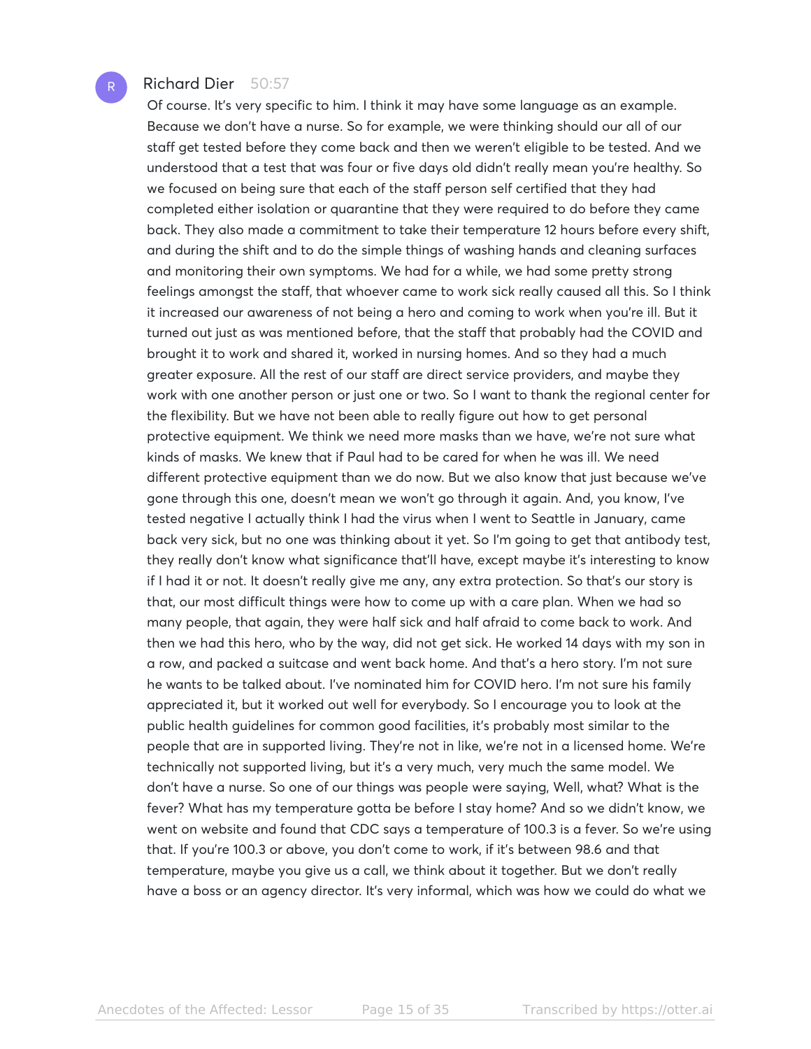**Richard Dier** 50:57

Of course. It's very specific to him. I think it may have some language as an example. Because we don't have a nurse. So for example, we were thinking should our all of our staff get tested before they come back and then we weren't eligible to be tested. And we understood that a test that was four or five days old didn't really mean you're healthy. So we focused on being sure that each of the staff person self certified that they had completed either isolation or quarantine that they were required to do before they came back. They also made a commitment to take their temperature 12 hours before every shift, and during the shift and to do the simple things of washing hands and cleaning surfaces and monitoring their own symptoms. We had for a while, we had some pretty strong feelings amongst the staff, that whoever came to work sick really caused all this. So I think it increased our awareness of not being a hero and coming to work when you're ill. But it turned out just as was mentioned before, that the staff that probably had the COVID and brought it to work and shared it, worked in nursing homes. And so they had a much greater exposure. All the rest of our staff are direct service providers, and maybe they work with one another person or just one or two. So I want to thank the regional center for the flexibility. But we have not been able to really figure out how to get personal protective equipment. We think we need more masks than we have, we're not sure what kinds of masks. We knew that if Paul had to be cared for when he was ill. We need different protective equipment than we do now. But we also know that just because we've gone through this one, doesn't mean we won't go through it again. And, you know, I've tested negative I actually think I had the virus when I went to Seattle in January, came back very sick, but no one was thinking about it yet. So I'm going to get that antibody test, they really don't know what significance that'll have, except maybe it's interesting to know if I had it or not. It doesn't really give me any, any extra protection. So that's our story is that, our most difficult things were how to come up with a care plan. When we had so many people, that again, they were half sick and half afraid to come back to work. And then we had this hero, who by the way, did not get sick. He worked 14 days with my son in a row, and packed a suitcase and went back home. And that's a hero story. I'm not sure he wants to be talked about. I've nominated him for COVID hero. I'm not sure his family appreciated it, but it worked out well for everybody. So I encourage you to look at the public health guidelines for common good facilities, it's probably most similar to the people that are in supported living. They're not in like, we're not in a licensed home. We're technically not supported living, but it's a very much, very much the same model. We don't have a nurse. So one of our things was people were saying, Well, what? What is the fever? What has my temperature gotta be before I stay home? And so we didn't know, we went on website and found that CDC says a temperature of 100.3 is a fever. So we're using that. If you're 100.3 or above, you don't come to work, if it's between 98.6 and that temperature, maybe you give us a call, we think about it together. But we don't really have a boss or an agency director. It's very informal, which was how we could do what we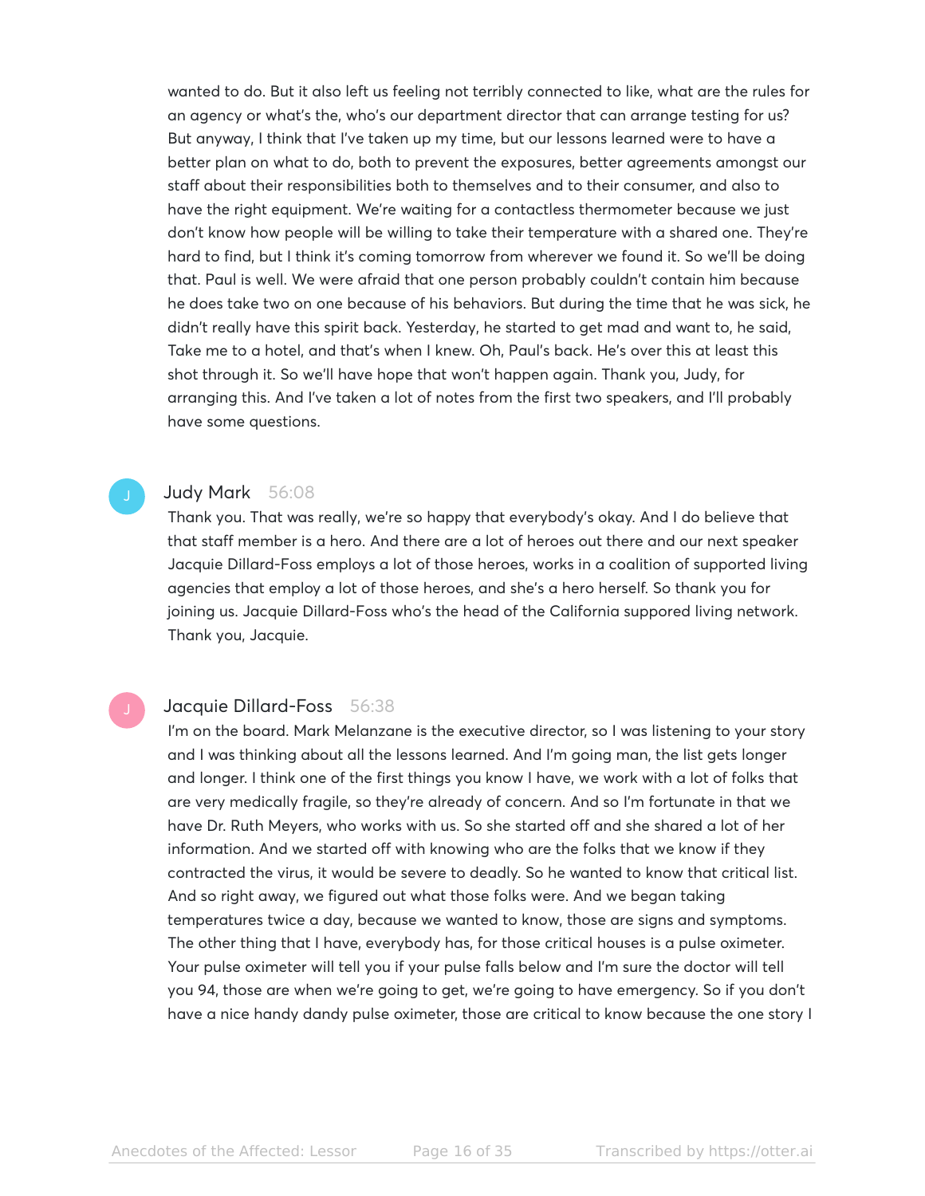wanted to do. But it also left us feeling not terribly connected to like, what are the rules for an agency or what's the, who's our department director that can arrange testing for us? But anyway, I think that I've taken up my time, but our lessons learned were to have a better plan on what to do, both to prevent the exposures, better agreements amongst our staff about their responsibilities both to themselves and to their consumer, and also to have the right equipment. We're waiting for a contactless thermometer because we just don't know how people will be willing to take their temperature with a shared one. They're hard to find, but I think it's coming tomorrow from wherever we found it. So we'll be doing that. Paul is well. We were afraid that one person probably couldn't contain him because he does take two on one because of his behaviors. But during the time that he was sick, he didn't really have this spirit back. Yesterday, he started to get mad and want to, he said, Take me to a hotel, and that's when I knew. Oh, Paul's back. He's over this at least this shot through it. So we'll have hope that won't happen again. Thank you, Judy, for arranging this. And I've taken a lot of notes from the first two speakers, and I'll probably have some questions.

**Judy Mark** 56:08

Thank you. That was really, we're so happy that everybody's okay. And I do believe that that staff member is a hero. And there are a lot of heroes out there and our next speaker Jacquie Dillard-Foss employs a lot of those heroes, works in a coalition of supported living agencies that employ a lot of those heroes, and she's a hero herself. So thank you for joining us. Jacquie Dillard-Foss who's the head of the California suppored living network. Thank you, Jacquie.

**Jacquie Dillard-Foss** 56:38

I'm on the board. Mark Melanzane is the executive director, so I was listening to your story and I was thinking about all the lessons learned. And I'm going man, the list gets longer and longer. I think one of the first things you know I have, we work with a lot of folks that are very medically fragile, so they're already of concern. And so I'm fortunate in that we have Dr. Ruth Meyers, who works with us. So she started off and she shared a lot of her information. And we started off with knowing who are the folks that we know if they contracted the virus, it would be severe to deadly. So he wanted to know that critical list. And so right away, we figured out what those folks were. And we began taking temperatures twice a day, because we wanted to know, those are signs and symptoms. The other thing that I have, everybody has, for those critical houses is a pulse oximeter. Your pulse oximeter will tell you if your pulse falls below and I'm sure the doctor will tell you 94, those are when we're going to get, we're going to have emergency. So if you don't have a nice handy dandy pulse oximeter, those are critical to know because the one story I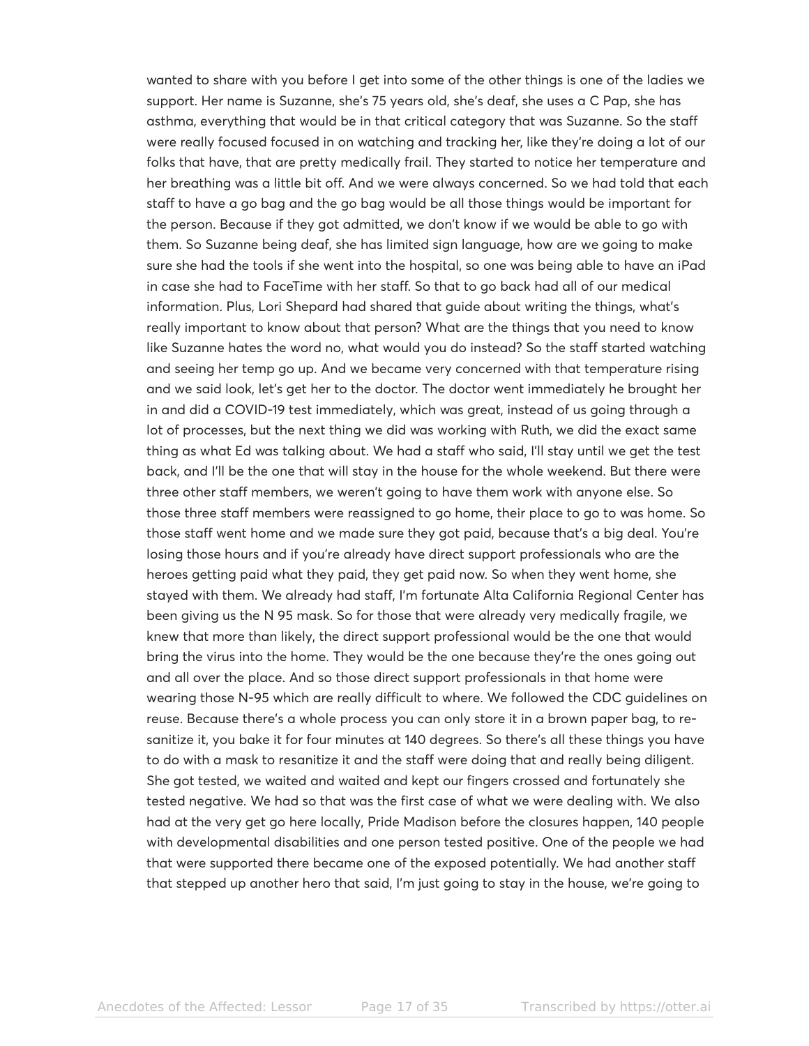wanted to share with you before I get into some of the other things is one of the ladies we support. Her name is Suzanne, she's 75 years old, she's deaf, she uses a C Pap, she has asthma, everything that would be in that critical category that was Suzanne. So the staff were really focused focused in on watching and tracking her, like they're doing a lot of our folks that have, that are pretty medically frail. They started to notice her temperature and her breathing was a little bit off. And we were always concerned. So we had told that each staff to have a go bag and the go bag would be all those things would be important for the person. Because if they got admitted, we don't know if we would be able to go with them. So Suzanne being deaf, she has limited sign language, how are we going to make sure she had the tools if she went into the hospital, so one was being able to have an iPad in case she had to FaceTime with her staff. So that to go back had all of our medical information. Plus, Lori Shepard had shared that guide about writing the things, what's really important to know about that person? What are the things that you need to know like Suzanne hates the word no, what would you do instead? So the staff started watching and seeing her temp go up. And we became very concerned with that temperature rising and we said look, let's get her to the doctor. The doctor went immediately he brought her in and did a COVID-19 test immediately, which was great, instead of us going through a lot of processes, but the next thing we did was working with Ruth, we did the exact same thing as what Ed was talking about. We had a staff who said, I'll stay until we get the test back, and I'll be the one that will stay in the house for the whole weekend. But there were three other staff members, we weren't going to have them work with anyone else. So those three staff members were reassigned to go home, their place to go to was home. So those staff went home and we made sure they got paid, because that's a big deal. You're losing those hours and if you're already have direct support professionals who are the heroes getting paid what they paid, they get paid now. So when they went home, she stayed with them. We already had staff, I'm fortunate Alta California Regional Center has been giving us the N 95 mask. So for those that were already very medically fragile, we knew that more than likely, the direct support professional would be the one that would bring the virus into the home. They would be the one because they're the ones going out and all over the place. And so those direct support professionals in that home were wearing those N-95 which are really difficult to where. We followed the CDC guidelines on reuse. Because there's a whole process you can only store it in a brown paper bag, to re-sanitize it, you bake it for four minutes at 140 degrees. So there's all these things you have to do with a mask to resanitize it and the staff were doing that and really being diligent. She got tested, we waited and waited and kept our fingers crossed and fortunately she tested negative. We had so that was the first case of what we were dealing with. We also had at the very get go here locally, Pride Madison before the closures happen, 140 people with developmental disabilities and one person tested positive. One of the people we had that were supported there became one of the exposed potentially. We had another staff that stepped up another hero that said, I'm just going to stay in the house, we're going to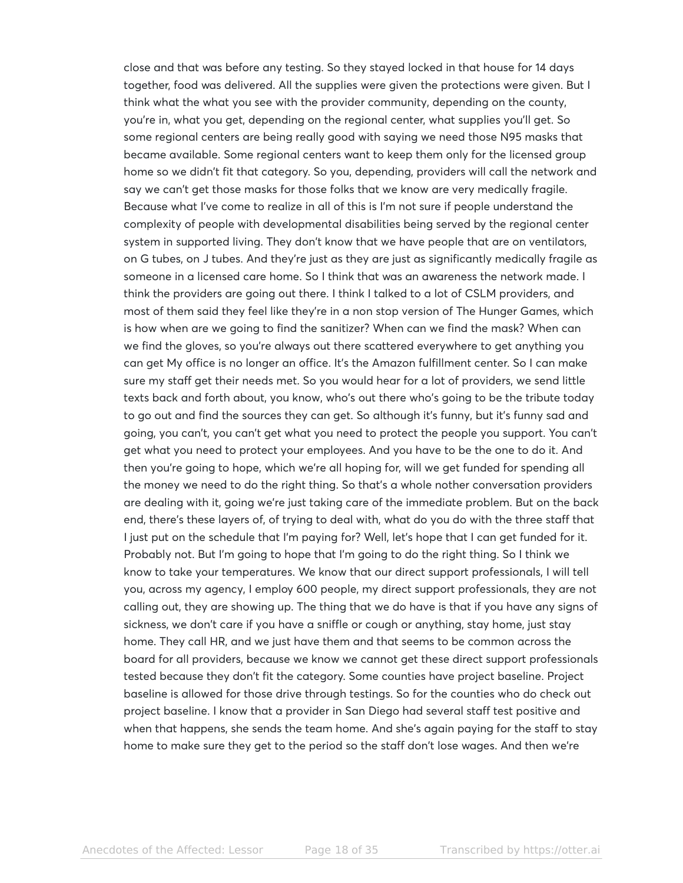close and that was before any testing. So they stayed locked in that house for 14 days together, food was delivered. All the supplies were given the protections were given. But I think what the what you see with the provider community, depending on the county, you're in, what you get, depending on the regional center, what supplies you'll get. So some regional centers are being really good with saying we need those N95 masks that became available. Some regional centers want to keep them only for the licensed group home so we didn't fit that category. So you, depending, providers will call the network and say we can't get those masks for those folks that we know are very medically fragile. Because what I've come to realize in all of this is I'm not sure if people understand the complexity of people with developmental disabilities being served by the regional center system in supported living. They don't know that we have people that are on ventilators, on G tubes, on J tubes. And they're just as they are just as significantly medically fragile as someone in a licensed care home. So I think that was an awareness the network made. I think the providers are going out there. I think I talked to a lot of CSLM providers, and most of them said they feel like they're in a non stop version of The Hunger Games, which is how when are we going to find the sanitizer? When can we find the mask? When can we find the gloves, so you're always out there scattered everywhere to get anything you can get My office is no longer an office. It's the Amazon fulfillment center. So I can make sure my staff get their needs met. So you would hear for a lot of providers, we send little texts back and forth about, you know, who's out there who's going to be the tribute today to go out and find the sources they can get. So although it's funny, but it's funny sad and going, you can't, you can't get what you need to protect the people you support. You can't get what you need to protect your employees. And you have to be the one to do it. And then you're going to hope, which we're all hoping for, will we get funded for spending all the money we need to do the right thing. So that's a whole nother conversation providers are dealing with it, going we're just taking care of the immediate problem. But on the back end, there's these layers of, of trying to deal with, what do you do with the three staff that I just put on the schedule that I'm paying for? Well, let's hope that I can get funded for it. Probably not. But I'm going to hope that I'm going to do the right thing. So I think we know to take your temperatures. We know that our direct support professionals, I will tell you, across my agency, I employ 600 people, my direct support professionals, they are not calling out, they are showing up. The thing that we do have is that if you have any signs of sickness, we don't care if you have a sniffle or cough or anything, stay home, just stay home. They call HR, and we just have them and that seems to be common across the board for all providers, because we know we cannot get these direct support professionals tested because they don't fit the category. Some counties have project baseline. Project baseline is allowed for those drive through testings. So for the counties who do check out project baseline. I know that a provider in San Diego had several staff test positive and when that happens, she sends the team home. And she's again paying for the staff to stay home to make sure they get to the period so the staff don't lose wages. And then we're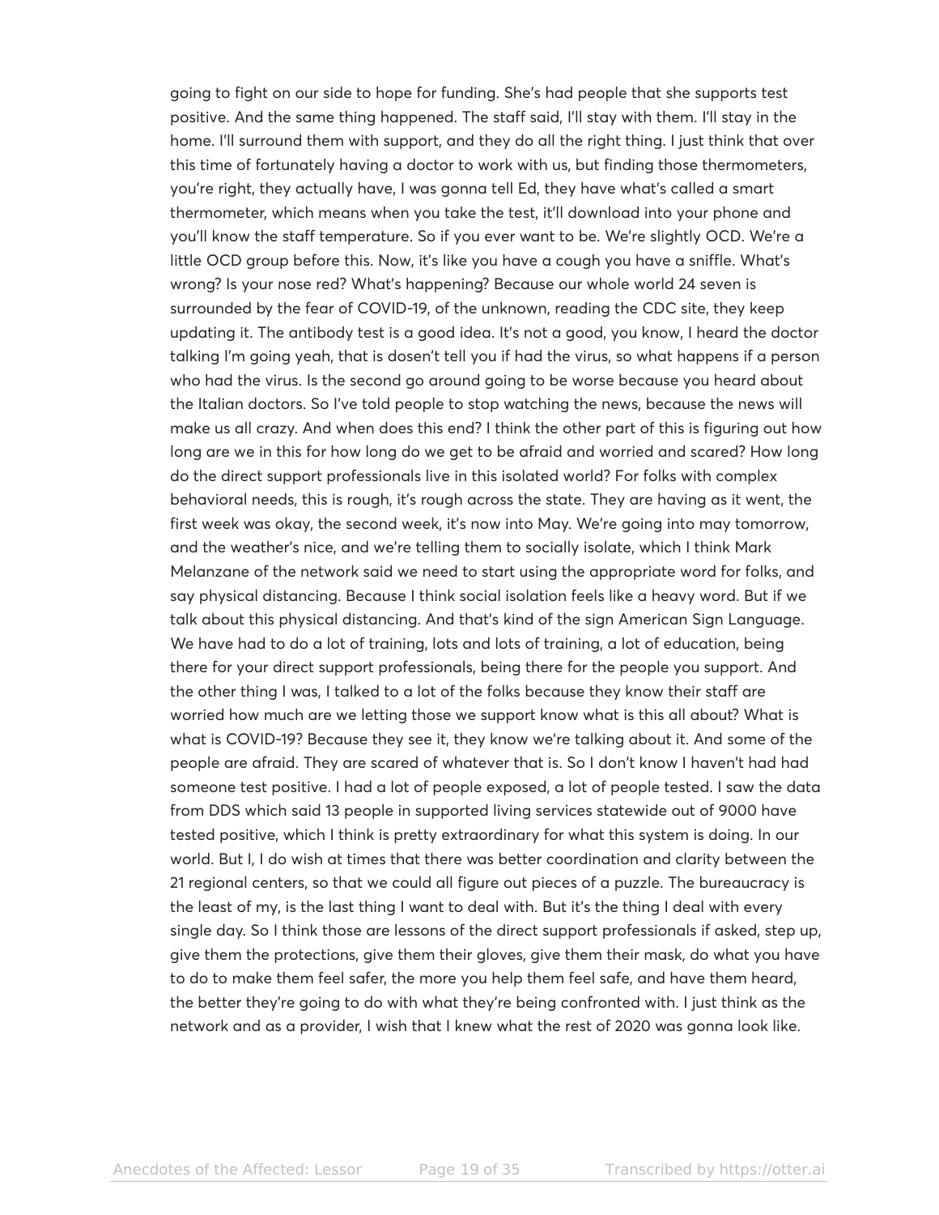going to fight on our side to hope for funding. She's had people that she supports test positive. And the same thing happened. The staff said, I'll stay with them. I'll stay in the home. I'll surround them with support, and they do all the right thing. I just think that over this time of fortunately having a doctor to work with us, but finding those thermometers, you're right, they actually have, I was gonna tell Ed, they have what's called a smart thermometer, which means when you take the test, it'll download into your phone and you'll know the staff temperature. So if you ever want to be. We're slightly OCD. We're a little OCD group before this. Now, it's like you have a cough you have a sniffle. What's wrong? Is your nose red? What's happening? Because our whole world 24 seven is surrounded by the fear of COVID-19, of the unknown, reading the CDC site, they keep updating it. The antibody test is a good idea. It's not a good, you know, I heard the doctor talking I'm going yeah, that is dosen't tell you if had the virus, so what happens if a person who had the virus. Is the second go around going to be worse because you heard about the Italian doctors. So I've told people to stop watching the news, because the news will make us all crazy. And when does this end? I think the other part of this is figuring out how long are we in this for how long do we get to be afraid and worried and scared? How long do the direct support professionals live in this isolated world? For folks with complex behavioral needs, this is rough, it's rough across the state. They are having as it went, the first week was okay, the second week, it's now into May. We're going into may tomorrow, and the weather's nice, and we're telling them to socially isolate, which I think Mark Melanzane of the network said we need to start using the appropriate word for folks, and say physical distancing. Because I think social isolation feels like a heavy word. But if we talk about this physical distancing. And that's kind of the sign American Sign Language. We have had to do a lot of training, lots and lots of training, a lot of education, being there for your direct support professionals, being there for the people you support. And the other thing I was, I talked to a lot of the folks because they know their staff are worried how much are we letting those we support know what is this all about? What is what is COVID-19? Because they see it, they know we're talking about it. And some of the people are afraid. They are scared of whatever that is. So I don't know I haven't had had someone test positive. I had a lot of people exposed, a lot of people tested. I saw the data from DDS which said 13 people in supported living services statewide out of 9000 have tested positive, which I think is pretty extraordinary for what this system is doing. In our world. But I, I do wish at times that there was better coordination and clarity between the 21 regional centers, so that we could all figure out pieces of a puzzle. The bureaucracy is the least of my, is the last thing I want to deal with. But it's the thing I deal with every single day. So I think those are lessons of the direct support professionals if asked, step up, give them the protections, give them their gloves, give them their mask, do what you have to do to make them feel safer, the more you help them feel safe, and have them heard, the better they're going to do with what they're being confronted with. I just think as the network and as a provider, I wish that I knew what the rest of 2020 was gonna look like.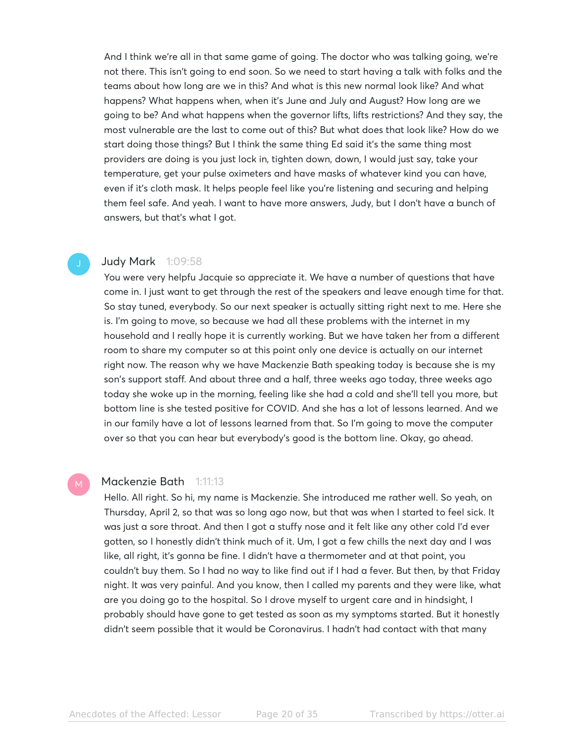And I think we're all in that same game of going. The doctor who was talking going, we're not there. This isn't going to end soon. So we need to start having a talk with folks and the teams about how long are we in this? And what is this new normal look like? And what happens? What happens when, when it's June and July and August? How long are we going to be? And what happens when the governor lifts, lifts restrictions? And they say, the most vulnerable are the last to come out of this? But what does that look like? How do we start doing those things? But I think the same thing Ed said it's the same thing most providers are doing is you just lock in, tighten down, down, I would just say, take your temperature, get your pulse oximeters and have masks of whatever kind you can have, even if it's cloth mask. It helps people feel like you're listening and securing and helping them feel safe. And yeah. I want to have more answers, Judy, but I don't have a bunch of answers, but that's what I got.

**Judy Mark** 1:09:58

You were very helpfu Jacquie so appreciate it. We have a number of questions that have come in. I just want to get through the rest of the speakers and leave enough time for that. So stay tuned, everybody. So our next speaker is actually sitting right next to me. Here she is. I'm going to move, so because we had all these problems with the internet in my household and I really hope it is currently working. But we have taken her from a different room to share my computer so at this point only one device is actually on our internet right now. The reason why we have Mackenzie Bath speaking today is because she is my son's support staff. And about three and a half, three weeks ago today, three weeks ago today she woke up in the morning, feeling like she had a cold and she'll tell you more, but bottom line is she tested positive for COVID. And she has a lot of lessons learned. And we in our family have a lot of lessons learned from that. So I'm going to move the computer over so that you can hear but everybody's good is the bottom line. Okay, go ahead.

**Mackenzie Bath** 1:11:13

Hello. All right. So hi, my name is Mackenzie. She introduced me rather well. So yeah, on Thursday, April 2, so that was so long ago now, but that was when I started to feel sick. It was just a sore throat. And then I got a stuffy nose and it felt like any other cold I'd ever gotten, so I honestly didn't think much of it. Um, I got a few chills the next day and I was like, all right, it's gonna be fine. I didn't have a thermometer and at that point, you couldn't buy them. So I had no way to like find out if I had a fever. But then, by that Friday night. It was very painful. And you know, then I called my parents and they were like, what are you doing go to the hospital. So I drove myself to urgent care and in hindsight, I probably should have gone to get tested as soon as my symptoms started. But it honestly didn't seem possible that it would be Coronavirus. I hadn't had contact with that many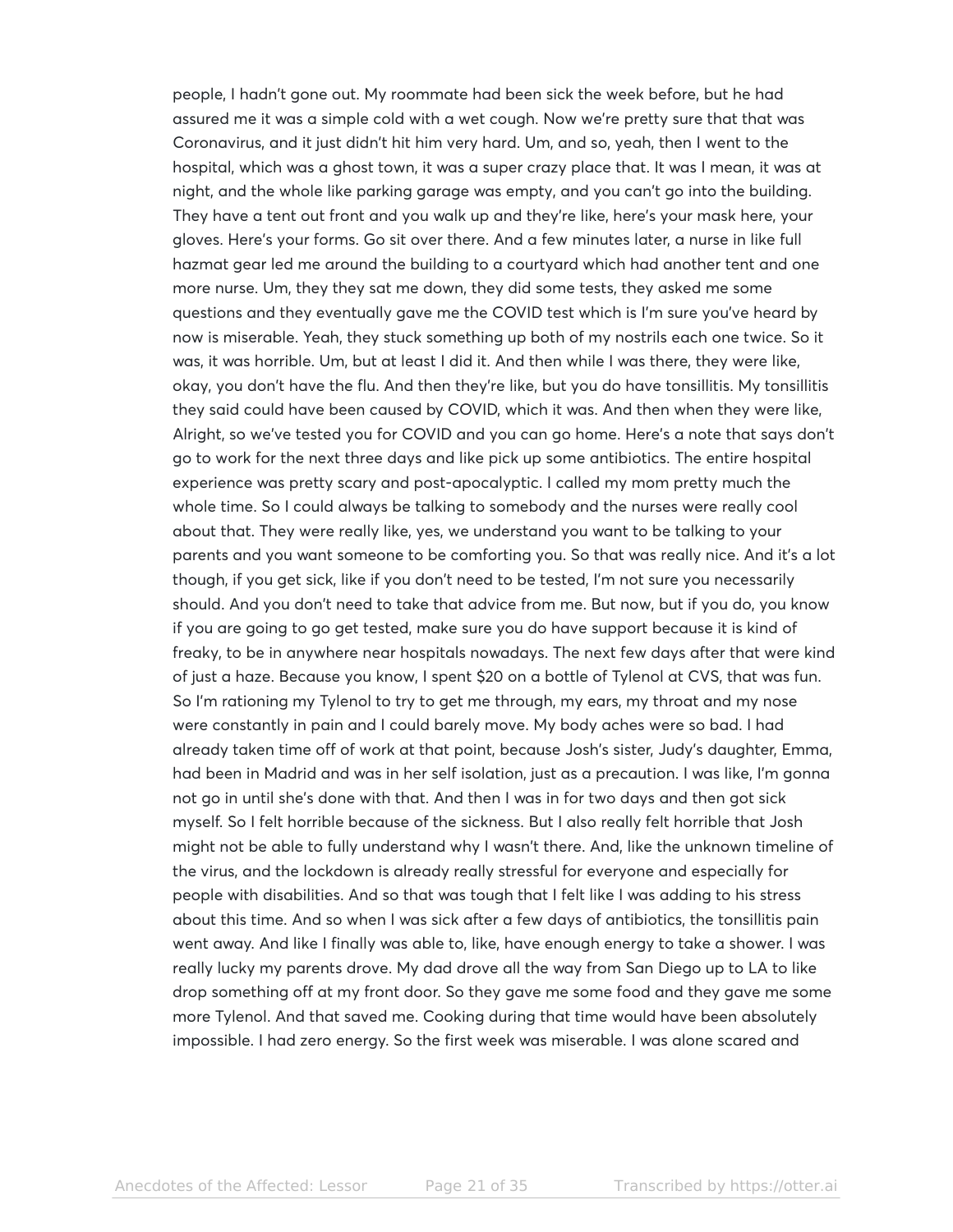people, I hadn't gone out. My roommate had been sick the week before, but he had assured me it was a simple cold with a wet cough. Now we're pretty sure that that was Coronavirus, and it just didn't hit him very hard. Um, and so, yeah, then I went to the hospital, which was a ghost town, it was a super crazy place that. It was I mean, it was at night, and the whole like parking garage was empty, and you can't go into the building. They have a tent out front and you walk up and they're like, here's your mask here, your gloves. Here's your forms. Go sit over there. And a few minutes later, a nurse in like full hazmat gear led me around the building to a courtyard which had another tent and one more nurse. Um, they they sat me down, they did some tests, they asked me some questions and they eventually gave me the COVID test which is I'm sure you've heard by now is miserable. Yeah, they stuck something up both of my nostrils each one twice. So it was, it was horrible. Um, but at least I did it. And then while I was there, they were like, okay, you don't have the flu. And then they're like, but you do have tonsillitis. My tonsillitis they said could have been caused by COVID, which it was. And then when they were like, Alright, so we've tested you for COVID and you can go home. Here's a note that says don't go to work for the next three days and like pick up some antibiotics. The entire hospital experience was pretty scary and post-apocalyptic. I called my mom pretty much the whole time. So I could always be talking to somebody and the nurses were really cool about that. They were really like, yes, we understand you want to be talking to your parents and you want someone to be comforting you. So that was really nice. And it's a lot though, if you get sick, like if you don't need to be tested, I'm not sure you necessarily should. And you don't need to take that advice from me. But now, but if you do, you know if you are going to go get tested, make sure you do have support because it is kind of freaky, to be in anywhere near hospitals nowadays. The next few days after that were kind of just a haze. Because you know, I spent $20 on a bottle of Tylenol at CVS, that was fun. So I'm rationing my Tylenol to try to get me through, my ears, my throat and my nose were constantly in pain and I could barely move. My body aches were so bad. I had already taken time off of work at that point, because Josh's sister, Judy's daughter, Emma, had been in Madrid and was in her self isolation, just as a precaution. I was like, I'm gonna not go in until she's done with that. And then I was in for two days and then got sick myself. So I felt horrible because of the sickness. But I also really felt horrible that Josh might not be able to fully understand why I wasn't there. And, like the unknown timeline of the virus, and the lockdown is already really stressful for everyone and especially for people with disabilities. And so that was tough that I felt like I was adding to his stress about this time. And so when I was sick after a few days of antibiotics, the tonsillitis pain went away. And like I finally was able to, like, have enough energy to take a shower. I was really lucky my parents drove. My dad drove all the way from San Diego up to LA to like drop something off at my front door. So they gave me some food and they gave me some more Tylenol. And that saved me. Cooking during that time would have been absolutely impossible. I had zero energy. So the first week was miserable. I was alone scared and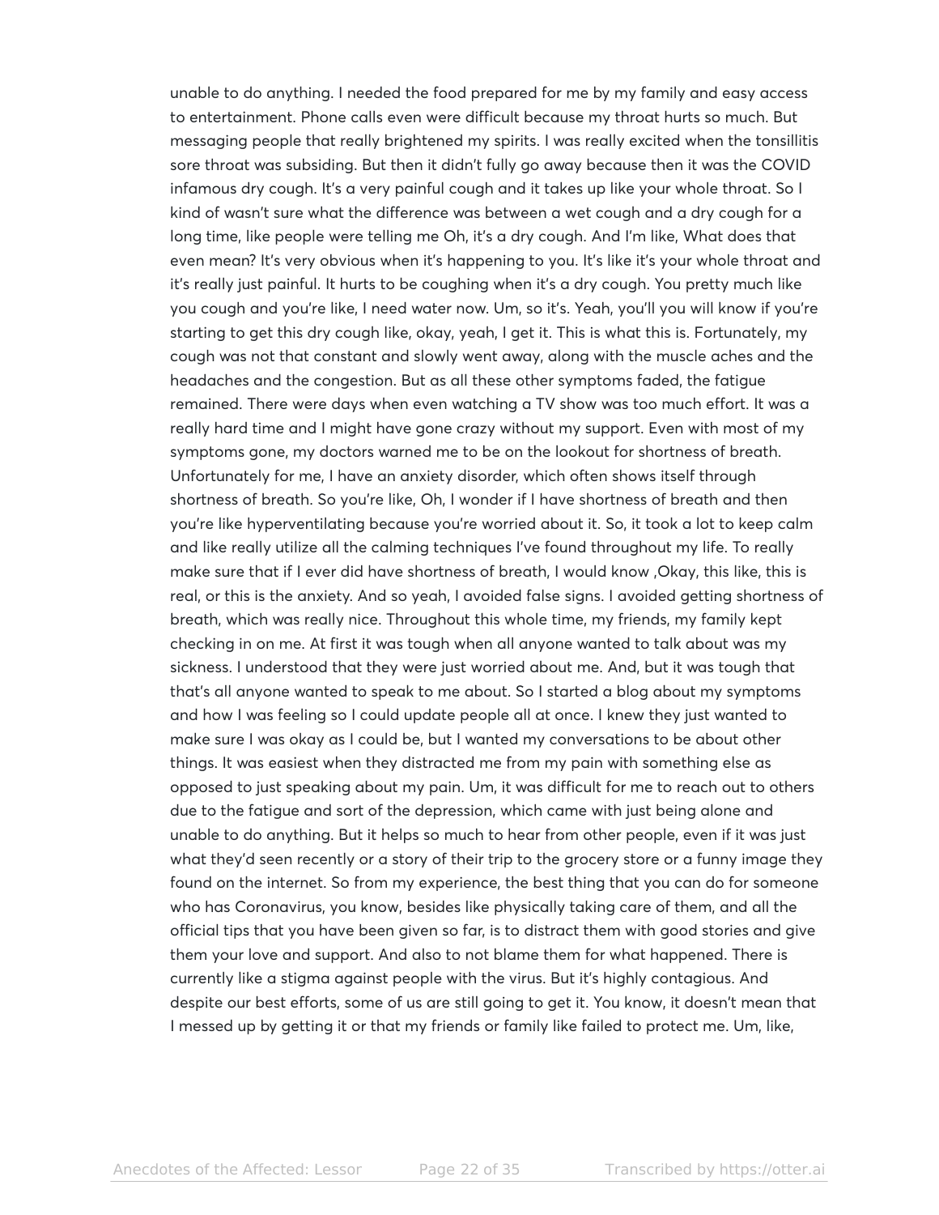unable to do anything. I needed the food prepared for me by my family and easy access to entertainment. Phone calls even were difficult because my throat hurts so much. But messaging people that really brightened my spirits. I was really excited when the tonsillitis sore throat was subsiding. But then it didn't fully go away because then it was the COVID infamous dry cough. It's a very painful cough and it takes up like your whole throat. So I kind of wasn't sure what the difference was between a wet cough and a dry cough for a long time, like people were telling me Oh, it's a dry cough. And I'm like, What does that even mean? It's very obvious when it's happening to you. It's like it's your whole throat and it's really just painful. It hurts to be coughing when it's a dry cough. You pretty much like you cough and you're like, I need water now. Um, so it's. Yeah, you'll you will know if you're starting to get this dry cough like, okay, yeah, I get it. This is what this is. Fortunately, my cough was not that constant and slowly went away, along with the muscle aches and the headaches and the congestion. But as all these other symptoms faded, the fatigue remained. There were days when even watching a TV show was too much effort. It was a really hard time and I might have gone crazy without my support. Even with most of my symptoms gone, my doctors warned me to be on the lookout for shortness of breath. Unfortunately for me, I have an anxiety disorder, which often shows itself through shortness of breath. So you're like, Oh, I wonder if I have shortness of breath and then you're like hyperventilating because you're worried about it. So, it took a lot to keep calm and like really utilize all the calming techniques I've found throughout my life. To really make sure that if I ever did have shortness of breath, I would know ,Okay, this like, this is real, or this is the anxiety. And so yeah, I avoided false signs. I avoided getting shortness of breath, which was really nice. Throughout this whole time, my friends, my family kept checking in on me. At first it was tough when all anyone wanted to talk about was my sickness. I understood that they were just worried about me. And, but it was tough that that's all anyone wanted to speak to me about. So I started a blog about my symptoms and how I was feeling so I could update people all at once. I knew they just wanted to make sure I was okay as I could be, but I wanted my conversations to be about other things. It was easiest when they distracted me from my pain with something else as opposed to just speaking about my pain. Um, it was difficult for me to reach out to others due to the fatigue and sort of the depression, which came with just being alone and unable to do anything. But it helps so much to hear from other people, even if it was just what they'd seen recently or a story of their trip to the grocery store or a funny image they found on the internet. So from my experience, the best thing that you can do for someone who has Coronavirus, you know, besides like physically taking care of them, and all the official tips that you have been given so far, is to distract them with good stories and give them your love and support. And also to not blame them for what happened. There is currently like a stigma against people with the virus. But it's highly contagious. And despite our best efforts, some of us are still going to get it. You know, it doesn't mean that I messed up by getting it or that my friends or family like failed to protect me. Um, like,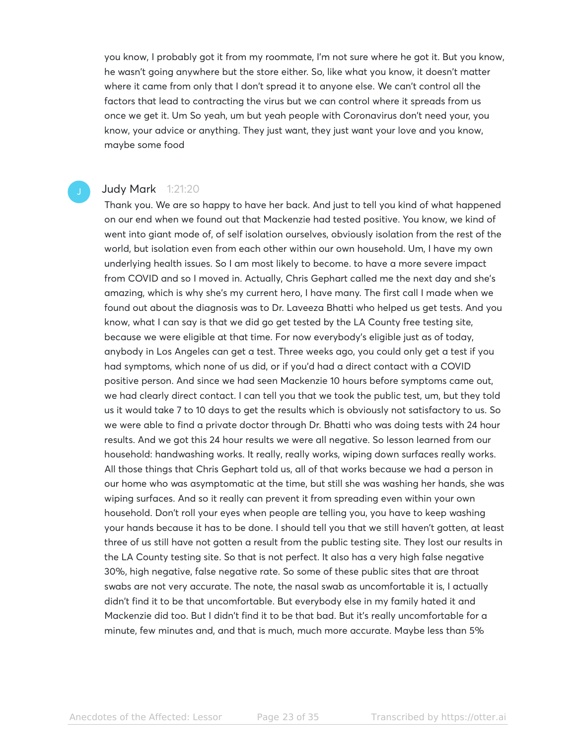you know, I probably got it from my roommate, I'm not sure where he got it. But you know, he wasn't going anywhere but the store either. So, like what you know, it doesn't matter where it came from only that I don't spread it to anyone else. We can't control all the factors that lead to contracting the virus but we can control where it spreads from us once we get it. Um So yeah, um but yeah people with Coronavirus don't need your, you know, your advice or anything. They just want, they just want your love and you know, maybe some food

J

Judy Mark 1:21:20

Thank you. We are so happy to have her back. And just to tell you kind of what happened on our end when we found out that Mackenzie had tested positive. You know, we kind of went into giant mode of, of self isolation ourselves, obviously isolation from the rest of the world, but isolation even from each other within our own household. Um, I have my own underlying health issues. So I am most likely to become. to have a more severe impact from COVID and so I moved in. Actually, Chris Gephart called me the next day and she's amazing, which is why she's my current hero, I have many. The first call I made when we found out about the diagnosis was to Dr. Laveeza Bhatti who helped us get tests. And you know, what I can say is that we did go get tested by the LA County free testing site, because we were eligible at that time. For now everybody's eligible just as of today, anybody in Los Angeles can get a test. Three weeks ago, you could only get a test if you had symptoms, which none of us did, or if you'd had a direct contact with a COVID positive person. And since we had seen Mackenzie 10 hours before symptoms came out, we had clearly direct contact. I can tell you that we took the public test, um, but they told us it would take 7 to 10 days to get the results which is obviously not satisfactory to us. So we were able to find a private doctor through Dr. Bhatti who was doing tests with 24 hour results. And we got this 24 hour results we were all negative. So lesson learned from our household: handwashing works. It really, really works, wiping down surfaces really works. All those things that Chris Gephart told us, all of that works because we had a person in our home who was asymptomatic at the time, but still she was washing her hands, she was wiping surfaces. And so it really can prevent it from spreading even within your own household. Don't roll your eyes when people are telling you, you have to keep washing your hands because it has to be done. I should tell you that we still haven't gotten, at least three of us still have not gotten a result from the public testing site. They lost our results in the LA County testing site. So that is not perfect. It also has a very high false negative 30%, high negative, false negative rate. So some of these public sites that are throat swabs are not very accurate. The note, the nasal swab as uncomfortable it is, I actually didn't find it to be that uncomfortable. But everybody else in my family hated it and Mackenzie did too. But I didn't find it to be that bad. But it's really uncomfortable for a minute, few minutes and, and that is much, much more accurate. Maybe less than 5%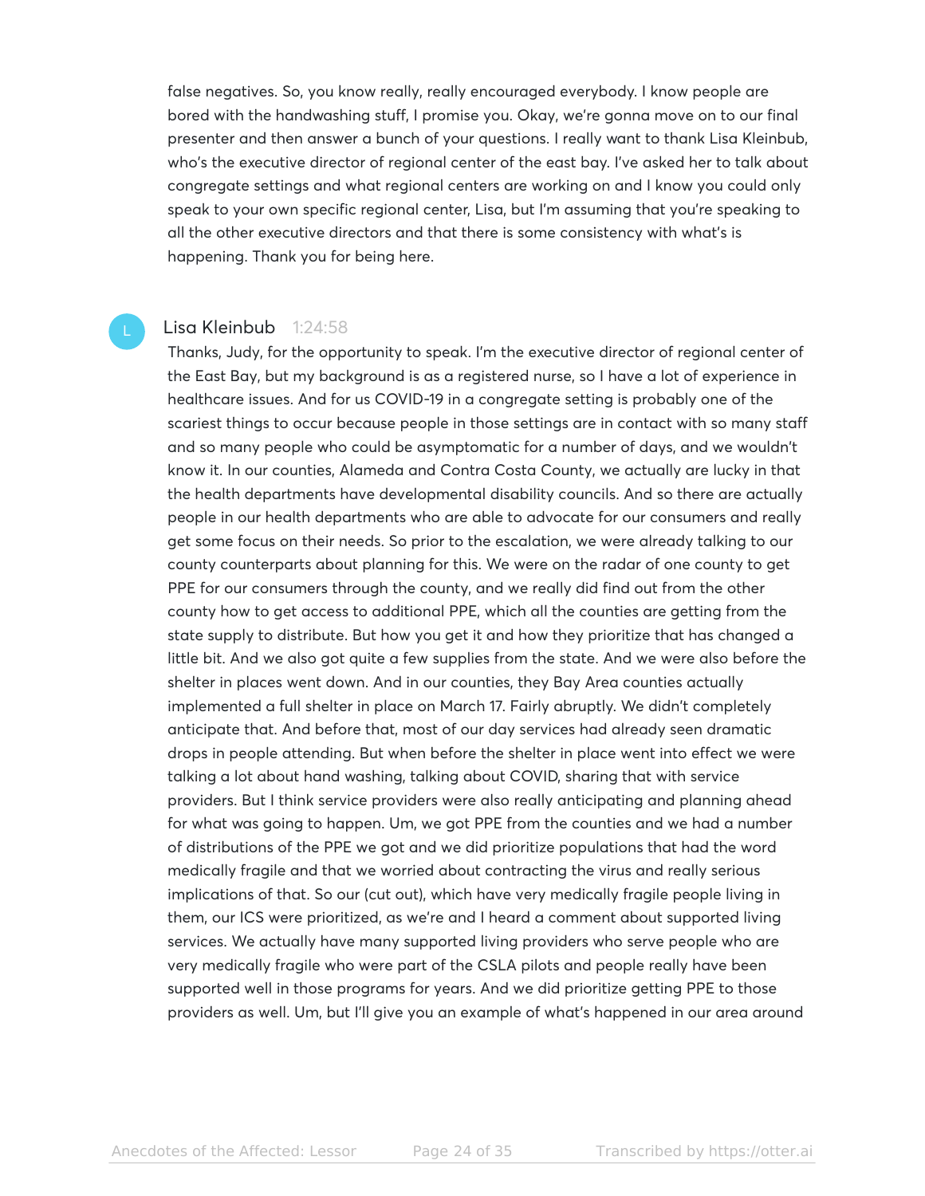false negatives. So, you know really, really encouraged everybody. I know people are bored with the handwashing stuff, I promise you. Okay, we're gonna move on to our final presenter and then answer a bunch of your questions. I really want to thank Lisa Kleinbub, who's the executive director of regional center of the east bay. I've asked her to talk about congregate settings and what regional centers are working on and I know you could only speak to your own specific regional center, Lisa, but I'm assuming that you're speaking to all the other executive directors and that there is some consistency with what's is happening. Thank you for being here.

**Lisa Kleinbub** 1:24:58

Thanks, Judy, for the opportunity to speak. I'm the executive director of regional center of the East Bay, but my background is as a registered nurse, so I have a lot of experience in healthcare issues. And for us COVID-19 in a congregate setting is probably one of the scariest things to occur because people in those settings are in contact with so many staff and so many people who could be asymptomatic for a number of days, and we wouldn't know it. In our counties, Alameda and Contra Costa County, we actually are lucky in that the health departments have developmental disability councils. And so there are actually people in our health departments who are able to advocate for our consumers and really get some focus on their needs. So prior to the escalation, we were already talking to our county counterparts about planning for this. We were on the radar of one county to get PPE for our consumers through the county, and we really did find out from the other county how to get access to additional PPE, which all the counties are getting from the state supply to distribute. But how you get it and how they prioritize that has changed a little bit. And we also got quite a few supplies from the state. And we were also before the shelter in places went down. And in our counties, they Bay Area counties actually implemented a full shelter in place on March 17. Fairly abruptly. We didn't completely anticipate that. And before that, most of our day services had already seen dramatic drops in people attending. But when before the shelter in place went into effect we were talking a lot about hand washing, talking about COVID, sharing that with service providers. But I think service providers were also really anticipating and planning ahead for what was going to happen. Um, we got PPE from the counties and we had a number of distributions of the PPE we got and we did prioritize populations that had the word medically fragile and that we worried about contracting the virus and really serious implications of that. So our (cut out), which have very medically fragile people living in them, our ICS were prioritized, as we're and I heard a comment about supported living services. We actually have many supported living providers who serve people who are very medically fragile who were part of the CSLA pilots and people really have been supported well in those programs for years. And we did prioritize getting PPE to those providers as well. Um, but I'll give you an example of what's happened in our area around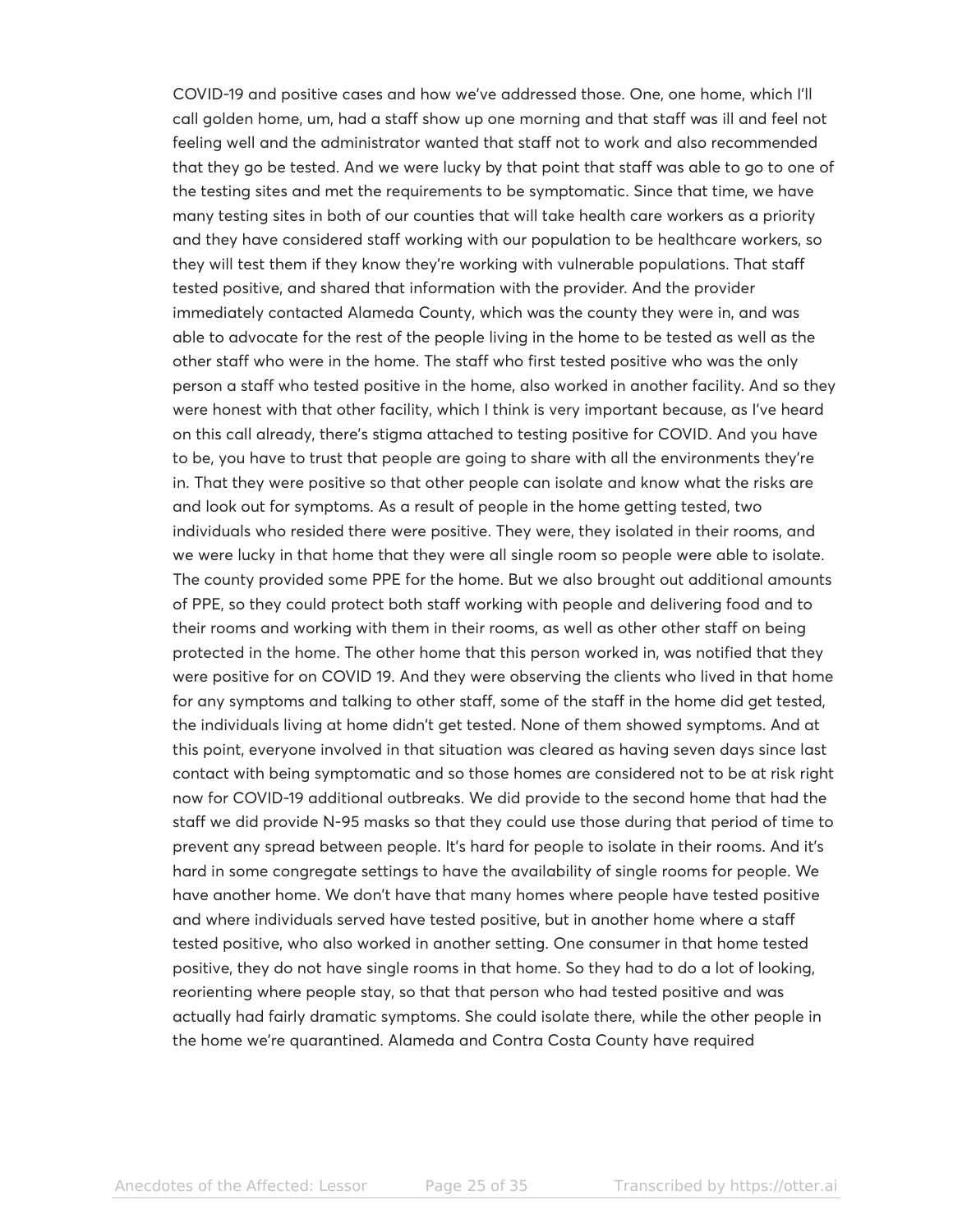COVID-19 and positive cases and how we've addressed those. One, one home, which I'll call golden home, um, had a staff show up one morning and that staff was ill and feel not feeling well and the administrator wanted that staff not to work and also recommended that they go be tested. And we were lucky by that point that staff was able to go to one of the testing sites and met the requirements to be symptomatic. Since that time, we have many testing sites in both of our counties that will take health care workers as a priority and they have considered staff working with our population to be healthcare workers, so they will test them if they know they're working with vulnerable populations. That staff tested positive, and shared that information with the provider. And the provider immediately contacted Alameda County, which was the county they were in, and was able to advocate for the rest of the people living in the home to be tested as well as the other staff who were in the home. The staff who first tested positive who was the only person a staff who tested positive in the home, also worked in another facility. And so they were honest with that other facility, which I think is very important because, as I've heard on this call already, there's stigma attached to testing positive for COVID. And you have to be, you have to trust that people are going to share with all the environments they're in. That they were positive so that other people can isolate and know what the risks are and look out for symptoms. As a result of people in the home getting tested, two individuals who resided there were positive. They were, they isolated in their rooms, and we were lucky in that home that they were all single room so people were able to isolate. The county provided some PPE for the home. But we also brought out additional amounts of PPE, so they could protect both staff working with people and delivering food and to their rooms and working with them in their rooms, as well as other other staff on being protected in the home. The other home that this person worked in, was notified that they were positive for on COVID 19. And they were observing the clients who lived in that home for any symptoms and talking to other staff, some of the staff in the home did get tested, the individuals living at home didn't get tested. None of them showed symptoms. And at this point, everyone involved in that situation was cleared as having seven days since last contact with being symptomatic and so those homes are considered not to be at risk right now for COVID-19 additional outbreaks. We did provide to the second home that had the staff we did provide N-95 masks so that they could use those during that period of time to prevent any spread between people. It's hard for people to isolate in their rooms. And it's hard in some congregate settings to have the availability of single rooms for people. We have another home. We don't have that many homes where people have tested positive and where individuals served have tested positive, but in another home where a staff tested positive, who also worked in another setting. One consumer in that home tested positive, they do not have single rooms in that home. So they had to do a lot of looking, reorienting where people stay, so that that person who had tested positive and was actually had fairly dramatic symptoms. She could isolate there, while the other people in the home we're quarantined. Alameda and Contra Costa County have required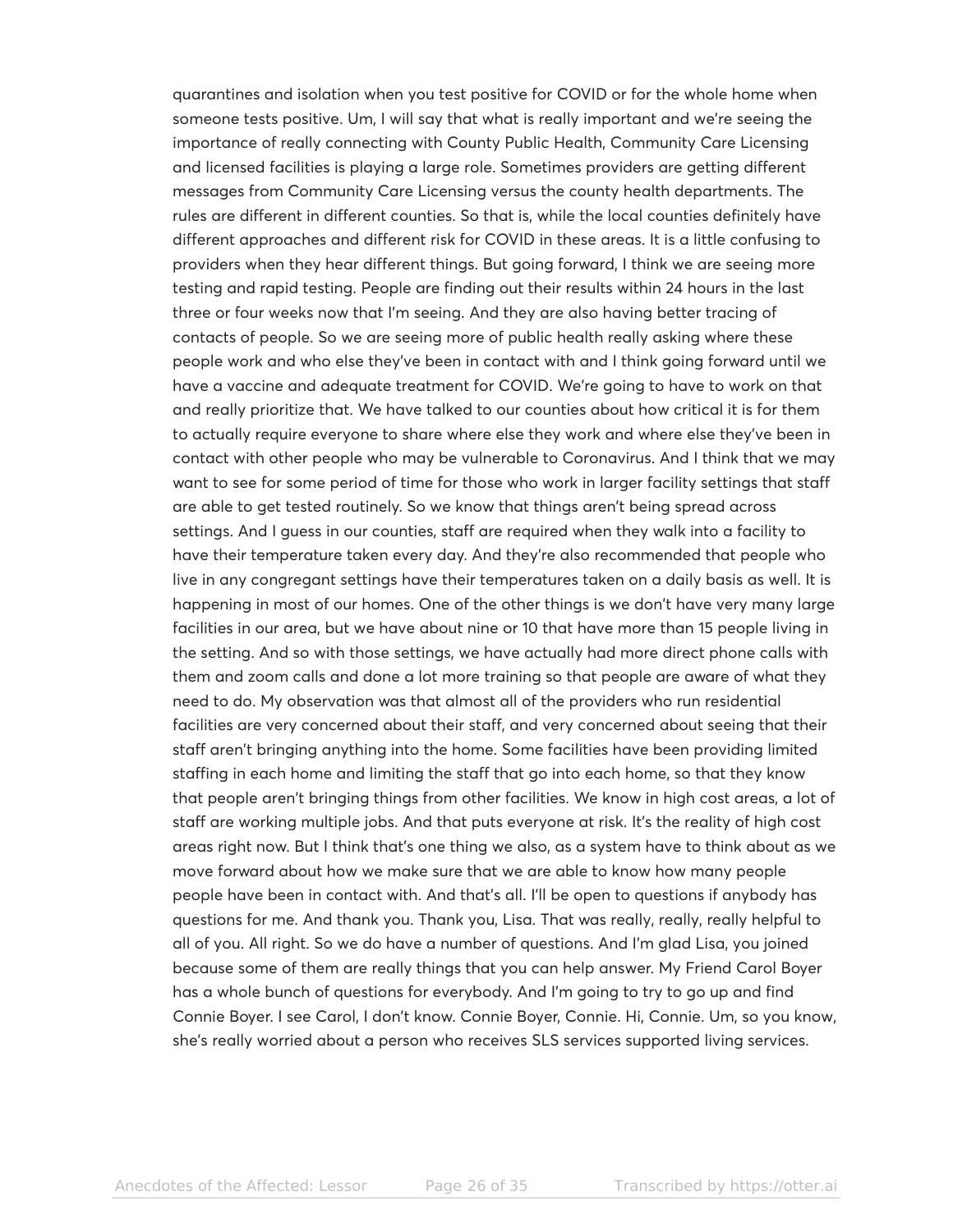quarantines and isolation when you test positive for COVID or for the whole home when someone tests positive. Um, I will say that what is really important and we're seeing the importance of really connecting with County Public Health, Community Care Licensing and licensed facilities is playing a large role. Sometimes providers are getting different messages from Community Care Licensing versus the county health departments. The rules are different in different counties. So that is, while the local counties definitely have different approaches and different risk for COVID in these areas. It is a little confusing to providers when they hear different things. But going forward, I think we are seeing more testing and rapid testing. People are finding out their results within 24 hours in the last three or four weeks now that I'm seeing. And they are also having better tracing of contacts of people. So we are seeing more of public health really asking where these people work and who else they've been in contact with and I think going forward until we have a vaccine and adequate treatment for COVID. We're going to have to work on that and really prioritize that. We have talked to our counties about how critical it is for them to actually require everyone to share where else they work and where else they've been in contact with other people who may be vulnerable to Coronavirus. And I think that we may want to see for some period of time for those who work in larger facility settings that staff are able to get tested routinely. So we know that things aren't being spread across settings. And I guess in our counties, staff are required when they walk into a facility to have their temperature taken every day. And they're also recommended that people who live in any congregant settings have their temperatures taken on a daily basis as well. It is happening in most of our homes. One of the other things is we don't have very many large facilities in our area, but we have about nine or 10 that have more than 15 people living in the setting. And so with those settings, we have actually had more direct phone calls with them and zoom calls and done a lot more training so that people are aware of what they need to do. My observation was that almost all of the providers who run residential facilities are very concerned about their staff, and very concerned about seeing that their staff aren't bringing anything into the home. Some facilities have been providing limited staffing in each home and limiting the staff that go into each home, so that they know that people aren't bringing things from other facilities. We know in high cost areas, a lot of staff are working multiple jobs. And that puts everyone at risk. It's the reality of high cost areas right now. But I think that's one thing we also, as a system have to think about as we move forward about how we make sure that we are able to know how many people people have been in contact with. And that's all. I'll be open to questions if anybody has questions for me. And thank you. Thank you, Lisa. That was really, really, really helpful to all of you. All right. So we do have a number of questions. And I'm glad Lisa, you joined because some of them are really things that you can help answer. My Friend Carol Boyer has a whole bunch of questions for everybody. And I'm going to try to go up and find Connie Boyer. I see Carol, I don't know. Connie Boyer, Connie. Hi, Connie. Um, so you know, she's really worried about a person who receives SLS services supported living services.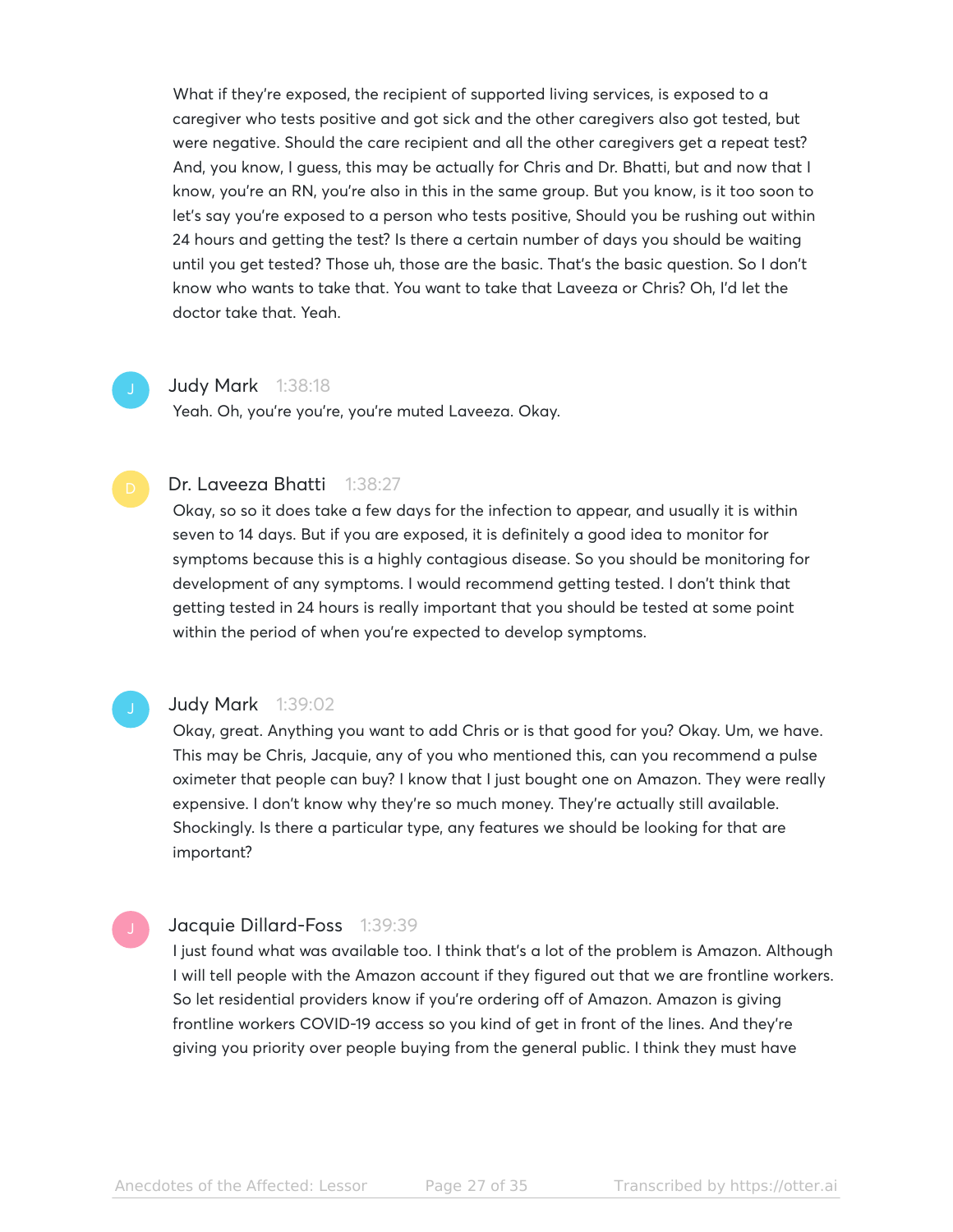What if they're exposed, the recipient of supported living services, is exposed to a caregiver who tests positive and got sick and the other caregivers also got tested, but were negative. Should the care recipient and all the other caregivers get a repeat test? And, you know, I guess, this may be actually for Chris and Dr. Bhatti, but and now that I know, you're an RN, you're also in this in the same group. But you know, is it too soon to let's say you're exposed to a person who tests positive, Should you be rushing out within 24 hours and getting the test? Is there a certain number of days you should be waiting until you get tested? Those uh, those are the basic. That's the basic question. So I don't know who wants to take that. You want to take that Laveeza or Chris? Oh, I'd let the doctor take that. Yeah.

**Judy Mark** 1:38:18

Yeah. Oh, you're you're, you're muted Laveeza. Okay.

**Dr. Laveeza Bhatti** 1:38:27

Okay, so so it does take a few days for the infection to appear, and usually it is within seven to 14 days. But if you are exposed, it is definitely a good idea to monitor for symptoms because this is a highly contagious disease. So you should be monitoring for development of any symptoms. I would recommend getting tested. I don't think that getting tested in 24 hours is really important that you should be tested at some point within the period of when you're expected to develop symptoms.

**Judy Mark** 1:39:02

Okay, great. Anything you want to add Chris or is that good for you? Okay. Um, we have. This may be Chris, Jacquie, any of you who mentioned this, can you recommend a pulse oximeter that people can buy? I know that I just bought one on Amazon. They were really expensive. I don't know why they're so much money. They're actually still available. Shockingly. Is there a particular type, any features we should be looking for that are important?

**Jacquie Dillard-Foss** 1:39:39

I just found what was available too. I think that's a lot of the problem is Amazon. Although I will tell people with the Amazon account if they figured out that we are frontline workers. So let residential providers know if you're ordering off of Amazon. Amazon is giving frontline workers COVID-19 access so you kind of get in front of the lines. And they're giving you priority over people buying from the general public. I think they must have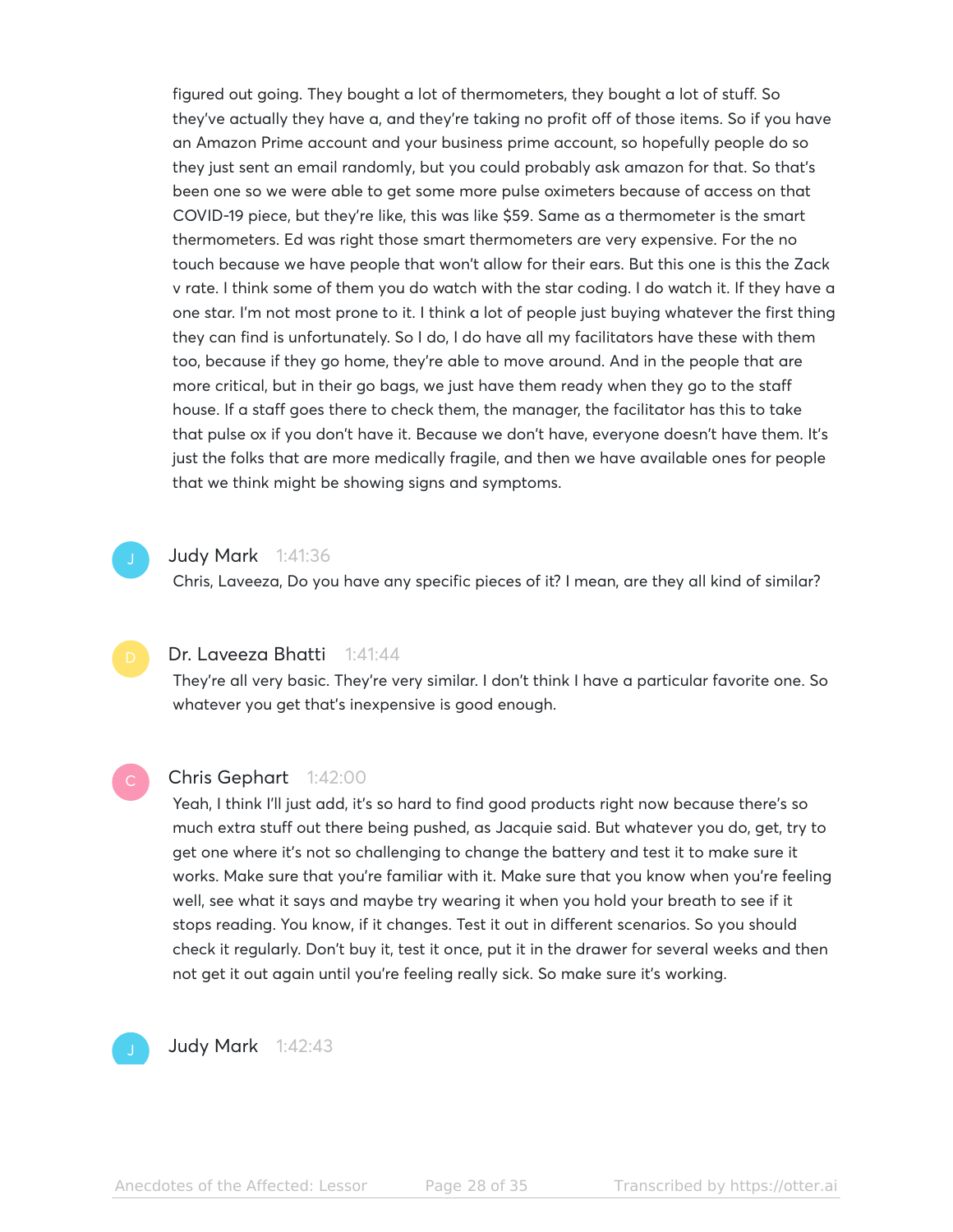figured out going. They bought a lot of thermometers, they bought a lot of stuff. So they've actually they have a, and they're taking no profit off of those items. So if you have an Amazon Prime account and your business prime account, so hopefully people do so they just sent an email randomly, but you could probably ask amazon for that. So that's been one so we were able to get some more pulse oximeters because of access on that COVID-19 piece, but they're like, this was like $59. Same as a thermometer is the smart thermometers. Ed was right those smart thermometers are very expensive. For the no touch because we have people that won't allow for their ears. But this one is this the Zack v rate. I think some of them you do watch with the star coding. I do watch it. If they have a one star. I'm not most prone to it. I think a lot of people just buying whatever the first thing they can find is unfortunately. So I do, I do have all my facilitators have these with them too, because if they go home, they're able to move around. And in the people that are more critical, but in their go bags, we just have them ready when they go to the staff house. If a staff goes there to check them, the manager, the facilitator has this to take that pulse ox if you don't have it. Because we don't have, everyone doesn't have them. It's just the folks that are more medically fragile, and then we have available ones for people that we think might be showing signs and symptoms.

**Judy Mark** 1:41:36

Chris, Laveeza, Do you have any specific pieces of it? I mean, are they all kind of similar?

**Dr. Laveeza Bhatti** 1:41:44

They're all very basic. They're very similar. I don't think I have a particular favorite one. So whatever you get that's inexpensive is good enough.

**Chris Gephart** 1:42:00

Yeah, I think I'll just add, it's so hard to find good products right now because there's so much extra stuff out there being pushed, as Jacquie said. But whatever you do, get, try to get one where it's not so challenging to change the battery and test it to make sure it works. Make sure that you're familiar with it. Make sure that you know when you're feeling well, see what it says and maybe try wearing it when you hold your breath to see if it stops reading. You know, if it changes. Test it out in different scenarios. So you should check it regularly. Don't buy it, test it once, put it in the drawer for several weeks and then not get it out again until you're feeling really sick. So make sure it's working.

**Judy Mark** 1:42:43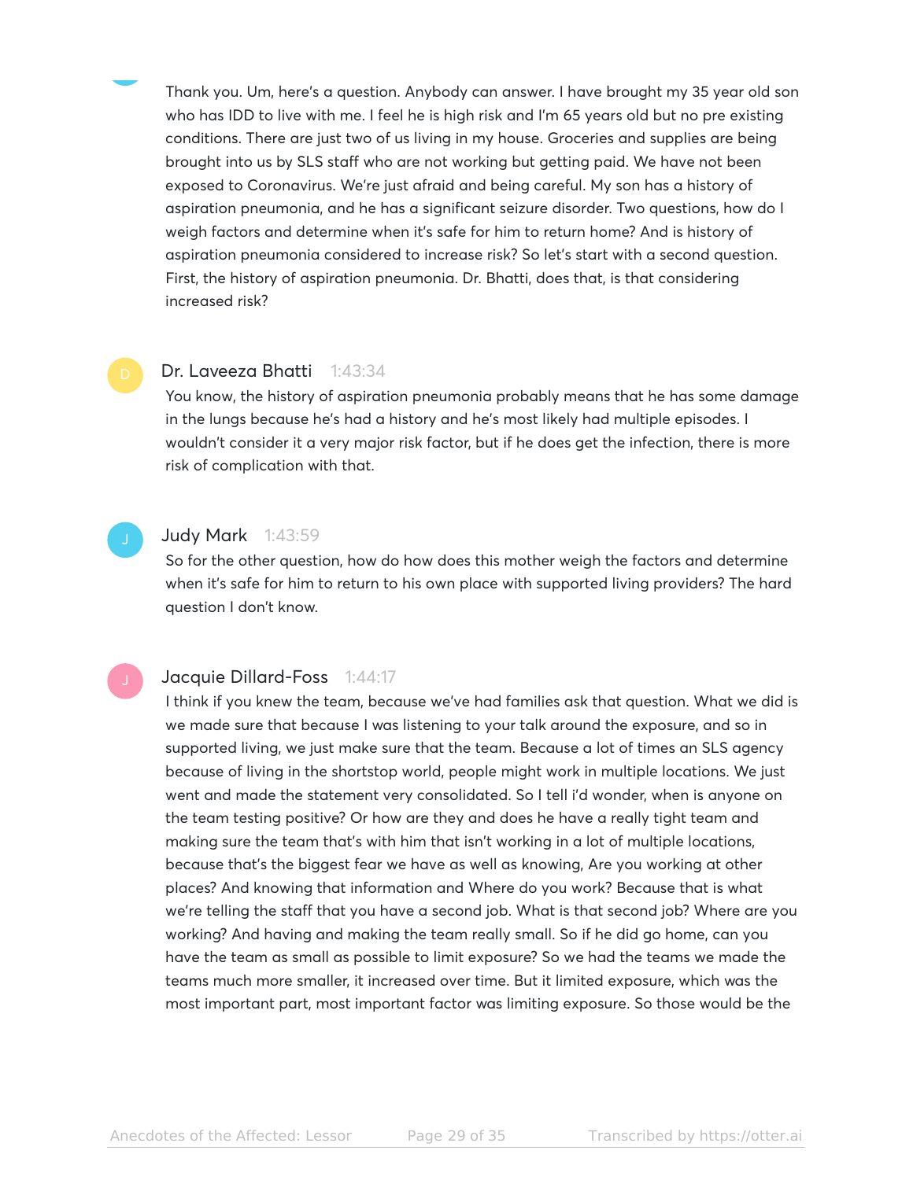Thank you. Um, here's a question. Anybody can answer. I have brought my 35 year old son who has IDD to live with me. I feel he is high risk and I'm 65 years old but no pre existing conditions. There are just two of us living in my house. Groceries and supplies are being brought into us by SLS staff who are not working but getting paid. We have not been exposed to Coronavirus. We're just afraid and being careful. My son has a history of aspiration pneumonia, and he has a significant seizure disorder. Two questions, how do I weigh factors and determine when it's safe for him to return home? And is history of aspiration pneumonia considered to increase risk? So let's start with a second question. First, the history of aspiration pneumonia. Dr. Bhatti, does that, is that considering increased risk?

**Dr. Laveeza Bhatti** 1:43:34

You know, the history of aspiration pneumonia probably means that he has some damage in the lungs because he's had a history and he's most likely had multiple episodes. I wouldn't consider it a very major risk factor, but if he does get the infection, there is more risk of complication with that.

**Judy Mark** 1:43:59

So for the other question, how do how does this mother weigh the factors and determine when it's safe for him to return to his own place with supported living providers? The hard question I don't know.

**Jacquie Dillard-Foss** 1:44:17

I think if you knew the team, because we've had families ask that question. What we did is we made sure that because I was listening to your talk around the exposure, and so in supported living, we just make sure that the team. Because a lot of times an SLS agency because of living in the shortstop world, people might work in multiple locations. We just went and made the statement very consolidated. So I tell i'd wonder, when is anyone on the team testing positive? Or how are they and does he have a really tight team and making sure the team that's with him that isn't working in a lot of multiple locations, because that's the biggest fear we have as well as knowing, Are you working at other places? And knowing that information and Where do you work? Because that is what we're telling the staff that you have a second job. What is that second job? Where are you working? And having and making the team really small. So if he did go home, can you have the team as small as possible to limit exposure? So we had the teams we made the teams much more smaller, it increased over time. But it limited exposure, which was the most important part, most important factor was limiting exposure. So those would be the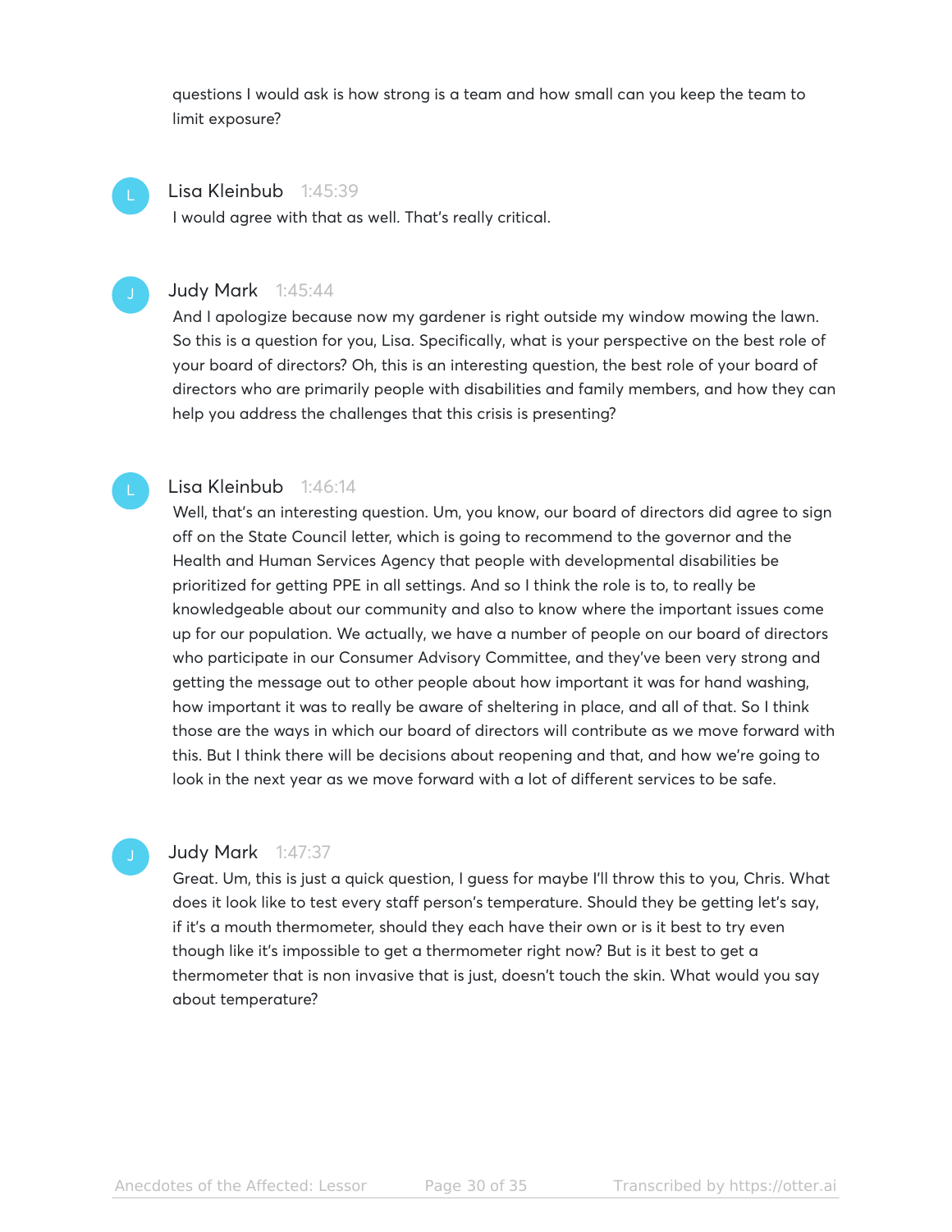questions I would ask is how strong is a team and how small can you keep the team to limit exposure?

**Lisa Kleinbub** 1:45:39

I would agree with that as well. That's really critical.

**Judy Mark** 1:45:44

And I apologize because now my gardener is right outside my window mowing the lawn. So this is a question for you, Lisa. Specifically, what is your perspective on the best role of your board of directors? Oh, this is an interesting question, the best role of your board of directors who are primarily people with disabilities and family members, and how they can help you address the challenges that this crisis is presenting?

**Lisa Kleinbub** 1:46:14

Well, that's an interesting question. Um, you know, our board of directors did agree to sign off on the State Council letter, which is going to recommend to the governor and the Health and Human Services Agency that people with developmental disabilities be prioritized for getting PPE in all settings. And so I think the role is to, to really be knowledgeable about our community and also to know where the important issues come up for our population. We actually, we have a number of people on our board of directors who participate in our Consumer Advisory Committee, and they've been very strong and getting the message out to other people about how important it was for hand washing, how important it was to really be aware of sheltering in place, and all of that. So I think those are the ways in which our board of directors will contribute as we move forward with this. But I think there will be decisions about reopening and that, and how we're going to look in the next year as we move forward with a lot of different services to be safe.

**Judy Mark** 1:47:37

Great. Um, this is just a quick question, I guess for maybe I'll throw this to you, Chris. What does it look like to test every staff person's temperature. Should they be getting let's say, if it's a mouth thermometer, should they each have their own or is it best to try even though like it's impossible to get a thermometer right now? But is it best to get a thermometer that is non invasive that is just, doesn't touch the skin. What would you say about temperature?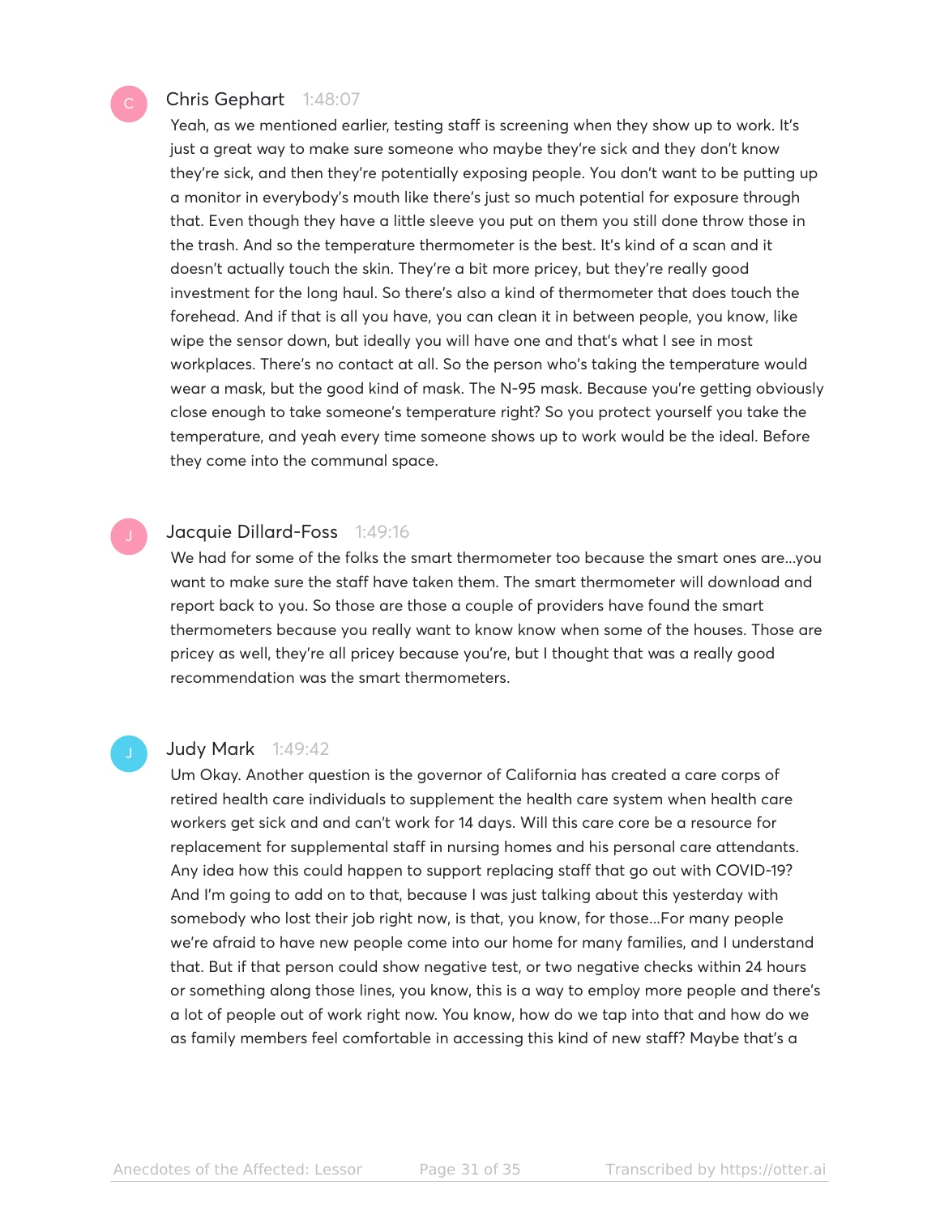**Chris Gephart** 1:48:07

Yeah, as we mentioned earlier, testing staff is screening when they show up to work. It's just a great way to make sure someone who maybe they're sick and they don't know they're sick, and then they're potentially exposing people. You don't want to be putting up a monitor in everybody's mouth like there's just so much potential for exposure through that. Even though they have a little sleeve you put on them you still done throw those in the trash. And so the temperature thermometer is the best. It's kind of a scan and it doesn't actually touch the skin. They're a bit more pricey, but they're really good investment for the long haul. So there's also a kind of thermometer that does touch the forehead. And if that is all you have, you can clean it in between people, you know, like wipe the sensor down, but ideally you will have one and that's what I see in most workplaces. There's no contact at all. So the person who's taking the temperature would wear a mask, but the good kind of mask. The N-95 mask. Because you're getting obviously close enough to take someone's temperature right? So you protect yourself you take the temperature, and yeah every time someone shows up to work would be the ideal. Before they come into the communal space.

**Jacquie Dillard-Foss** 1:49:16

We had for some of the folks the smart thermometer too because the smart ones are...you want to make sure the staff have taken them. The smart thermometer will download and report back to you. So those are those a couple of providers have found the smart thermometers because you really want to know know when some of the houses. Those are pricey as well, they're all pricey because you're, but I thought that was a really good recommendation was the smart thermometers.

**Judy Mark** 1:49:42

Um Okay. Another question is the governor of California has created a care corps of retired health care individuals to supplement the health care system when health care workers get sick and and can't work for 14 days. Will this care core be a resource for replacement for supplemental staff in nursing homes and his personal care attendants. Any idea how this could happen to support replacing staff that go out with COVID-19? And I'm going to add on to that, because I was just talking about this yesterday with somebody who lost their job right now, is that, you know, for those...For many people we're afraid to have new people come into our home for many families, and I understand that. But if that person could show negative test, or two negative checks within 24 hours or something along those lines, you know, this is a way to employ more people and there's a lot of people out of work right now. You know, how do we tap into that and how do we as family members feel comfortable in accessing this kind of new staff? Maybe that's a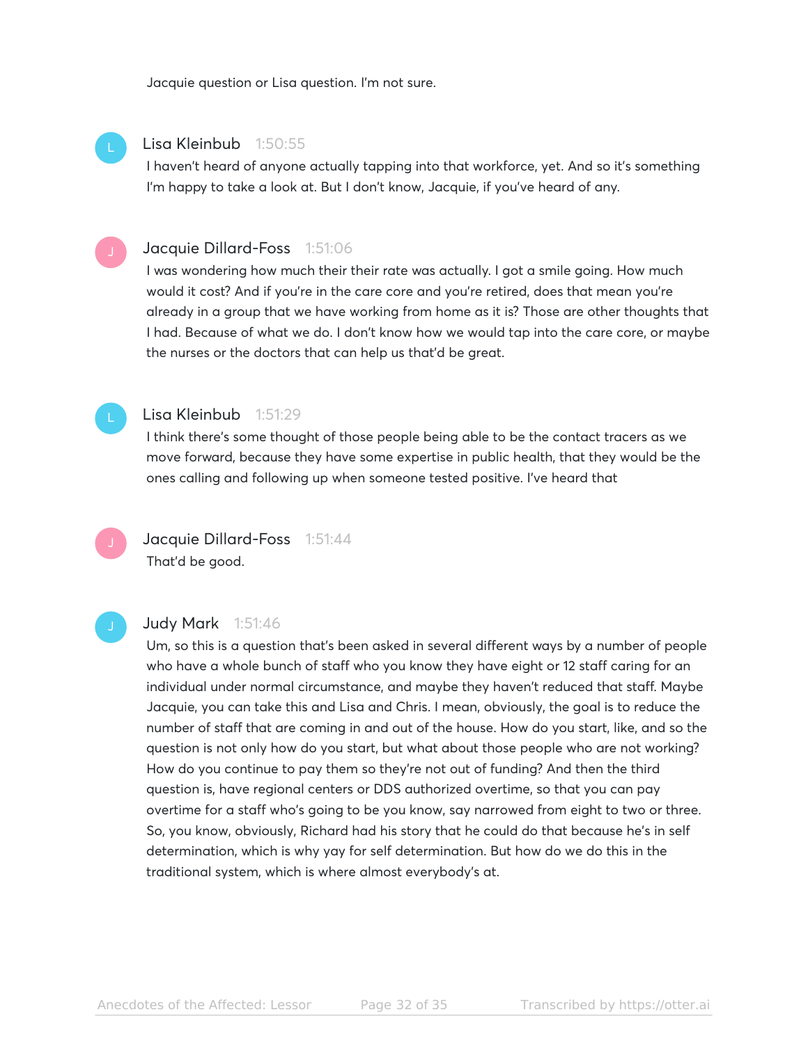Jacquie question or Lisa question. I'm not sure.

**Lisa Kleinbub** 1:50:55

I haven't heard of anyone actually tapping into that workforce, yet. And so it's something I'm happy to take a look at. But I don't know, Jacquie, if you've heard of any.

**Jacquie Dillard-Foss** 1:51:06

I was wondering how much their their rate was actually. I got a smile going. How much would it cost? And if you're in the care core and you're retired, does that mean you're already in a group that we have working from home as it is? Those are other thoughts that I had. Because of what we do. I don't know how we would tap into the care core, or maybe the nurses or the doctors that can help us that'd be great.

**Lisa Kleinbub** 1:51:29

I think there's some thought of those people being able to be the contact tracers as we move forward, because they have some expertise in public health, that they would be the ones calling and following up when someone tested positive. I've heard that

**Jacquie Dillard-Foss** 1:51:44

That'd be good.

**Judy Mark** 1:51:46

Um, so this is a question that's been asked in several different ways by a number of people who have a whole bunch of staff who you know they have eight or 12 staff caring for an individual under normal circumstance, and maybe they haven't reduced that staff. Maybe Jacquie, you can take this and Lisa and Chris. I mean, obviously, the goal is to reduce the number of staff that are coming in and out of the house. How do you start, like, and so the question is not only how do you start, but what about those people who are not working? How do you continue to pay them so they're not out of funding? And then the third question is, have regional centers or DDS authorized overtime, so that you can pay overtime for a staff who's going to be you know, say narrowed from eight to two or three. So, you know, obviously, Richard had his story that he could do that because he's in self determination, which is why yay for self determination. But how do we do this in the traditional system, which is where almost everybody's at.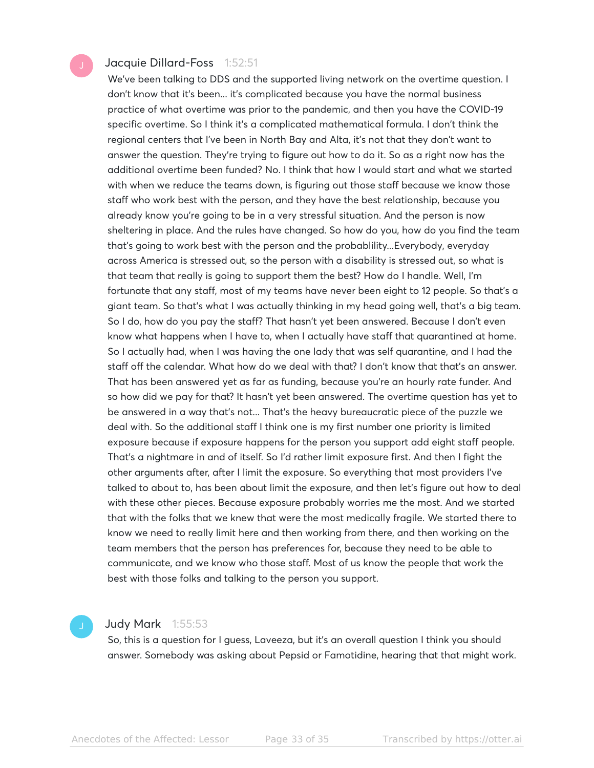Jacquie Dillard-Foss 1:52:51

We've been talking to DDS and the supported living network on the overtime question. I don't know that it's been... it's complicated because you have the normal business practice of what overtime was prior to the pandemic, and then you have the COVID-19 specific overtime. So I think it's a complicated mathematical formula. I don't think the regional centers that I've been in North Bay and Alta, it's not that they don't want to answer the question. They're trying to figure out how to do it. So as a right now has the additional overtime been funded? No. I think that how I would start and what we started with when we reduce the teams down, is figuring out those staff because we know those staff who work best with the person, and they have the best relationship, because you already know you're going to be in a very stressful situation. And the person is now sheltering in place. And the rules have changed. So how do you, how do you find the team that's going to work best with the person and the probablility...Everybody, everyday across America is stressed out, so the person with a disability is stressed out, so what is that team that really is going to support them the best? How do I handle. Well, I'm fortunate that any staff, most of my teams have never been eight to 12 people. So that's a giant team. So that's what I was actually thinking in my head going well, that's a big team. So I do, how do you pay the staff? That hasn't yet been answered. Because I don't even know what happens when I have to, when I actually have staff that quarantined at home. So I actually had, when I was having the one lady that was self quarantine, and I had the staff off the calendar. What how do we deal with that? I don't know that that's an answer. That has been answered yet as far as funding, because you're an hourly rate funder. And so how did we pay for that? It hasn't yet been answered. The overtime question has yet to be answered in a way that's not... That's the heavy bureaucratic piece of the puzzle we deal with. So the additional staff I think one is my first number one priority is limited exposure because if exposure happens for the person you support add eight staff people. That's a nightmare in and of itself. So I'd rather limit exposure first. And then I fight the other arguments after, after I limit the exposure. So everything that most providers I've talked to about to, has been about limit the exposure, and then let's figure out how to deal with these other pieces. Because exposure probably worries me the most. And we started that with the folks that we knew that were the most medically fragile. We started there to know we need to really limit here and then working from there, and then working on the team members that the person has preferences for, because they need to be able to communicate, and we know who those staff. Most of us know the people that work the best with those folks and talking to the person you support.

Judy Mark 1:55:53

So, this is a question for I guess, Laveeza, but it's an overall question I think you should answer. Somebody was asking about Pepsid or Famotidine, hearing that that might work.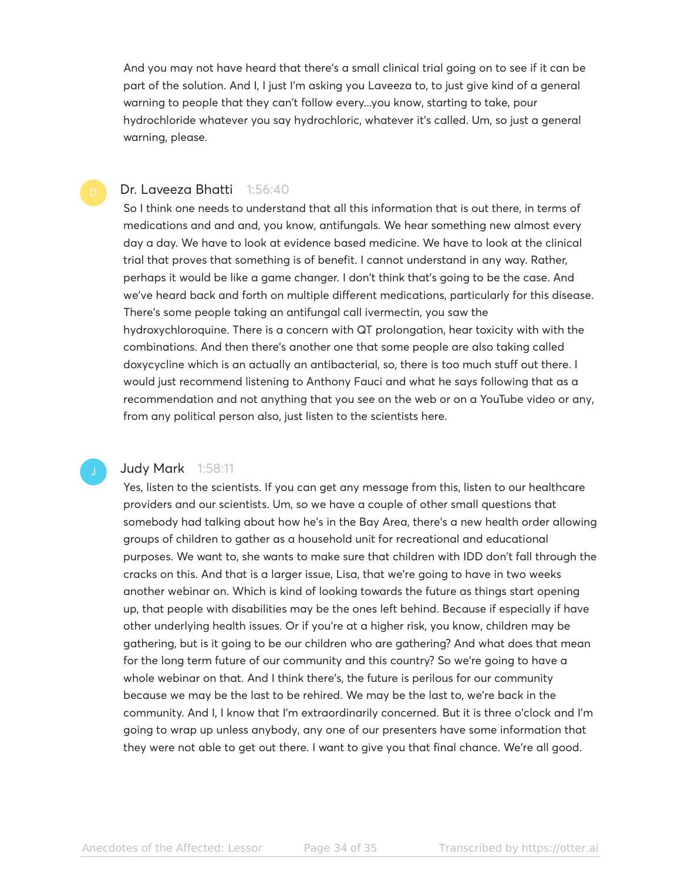And you may not have heard that there's a small clinical trial going on to see if it can be part of the solution. And I, I just I'm asking you Laveeza to, to just give kind of a general warning to people that they can't follow every...you know, starting to take, pour hydrochloride whatever you say hydrochloric, whatever it's called. Um, so just a general warning, please.

**Dr. Laveeza Bhatti** 1:56:40

So I think one needs to understand that all this information that is out there, in terms of medications and and and, you know, antifungals. We hear something new almost every day a day. We have to look at evidence based medicine. We have to look at the clinical trial that proves that something is of benefit. I cannot understand in any way. Rather, perhaps it would be like a game changer. I don't think that's going to be the case. And we've heard back and forth on multiple different medications, particularly for this disease. There's some people taking an antifungal call ivermectin, you saw the hydroxychloroquine. There is a concern with QT prolongation, hear toxicity with with the combinations. And then there's another one that some people are also taking called doxycycline which is an actually an antibacterial, so, there is too much stuff out there. I would just recommend listening to Anthony Fauci and what he says following that as a recommendation and not anything that you see on the web or on a YouTube video or any, from any political person also, just listen to the scientists here.

**Judy Mark** 1:58:11

Yes, listen to the scientists. If you can get any message from this, listen to our healthcare providers and our scientists. Um, so we have a couple of other small questions that somebody had talking about how he's in the Bay Area, there's a new health order allowing groups of children to gather as a household unit for recreational and educational purposes. We want to, she wants to make sure that children with IDD don't fall through the cracks on this. And that is a larger issue, Lisa, that we're going to have in two weeks another webinar on. Which is kind of looking towards the future as things start opening up, that people with disabilities may be the ones left behind. Because if especially if have other underlying health issues. Or if you're at a higher risk, you know, children may be gathering, but is it going to be our children who are gathering? And what does that mean for the long term future of our community and this country? So we're going to have a whole webinar on that. And I think there's, the future is perilous for our community because we may be the last to be rehired. We may be the last to, we're back in the community. And I, I know that I'm extraordinarily concerned. But it is three o'clock and I'm going to wrap up unless anybody, any one of our presenters have some information that they were not able to get out there. I want to give you that final chance. We're all good.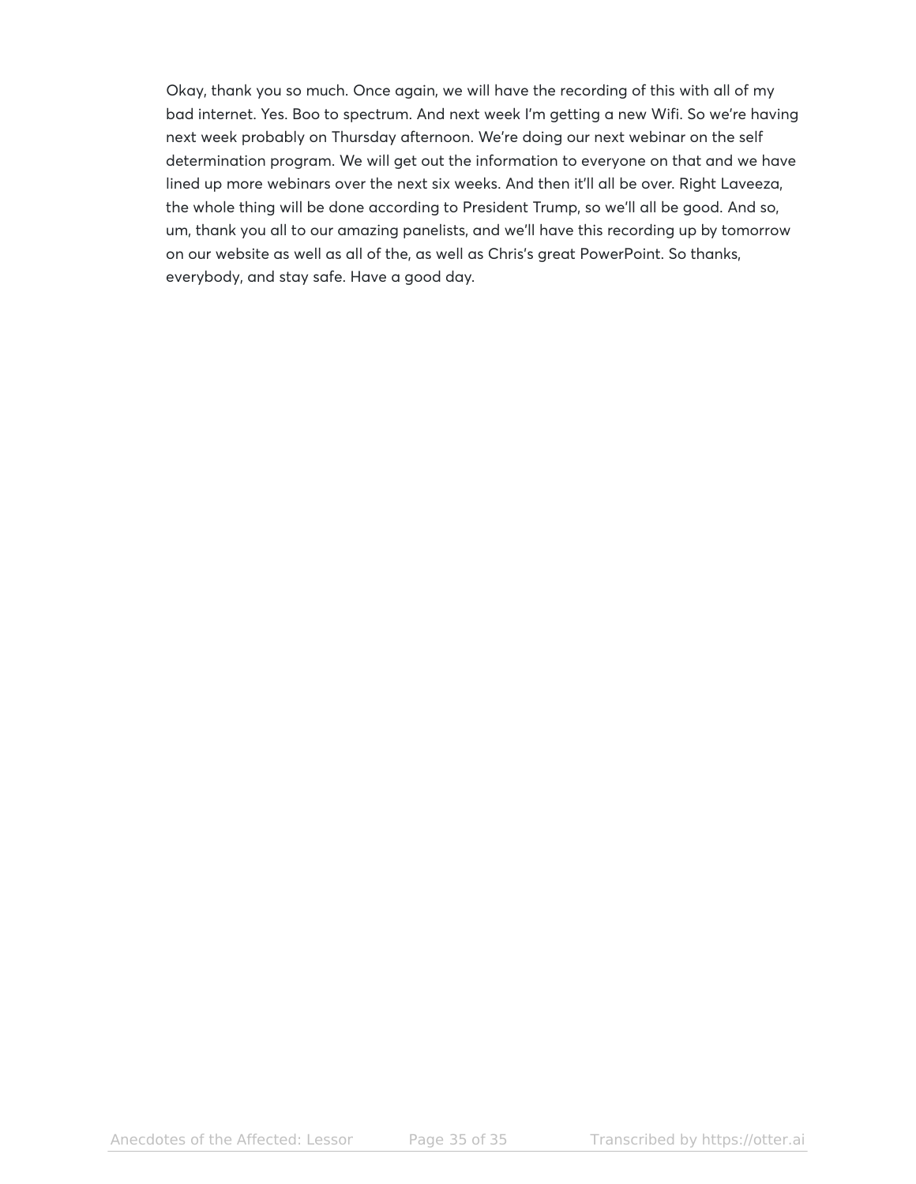Okay, thank you so much. Once again, we will have the recording of this with all of my bad internet. Yes. Boo to spectrum. And next week I'm getting a new Wifi. So we're having next week probably on Thursday afternoon. We're doing our next webinar on the self determination program. We will get out the information to everyone on that and we have lined up more webinars over the next six weeks. And then it'll all be over. Right Laveeza, the whole thing will be done according to President Trump, so we'll all be good. And so, um, thank you all to our amazing panelists, and we'll have this recording up by tomorrow on our website as well as all of the, as well as Chris's great PowerPoint. So thanks, everybody, and stay safe. Have a good day.